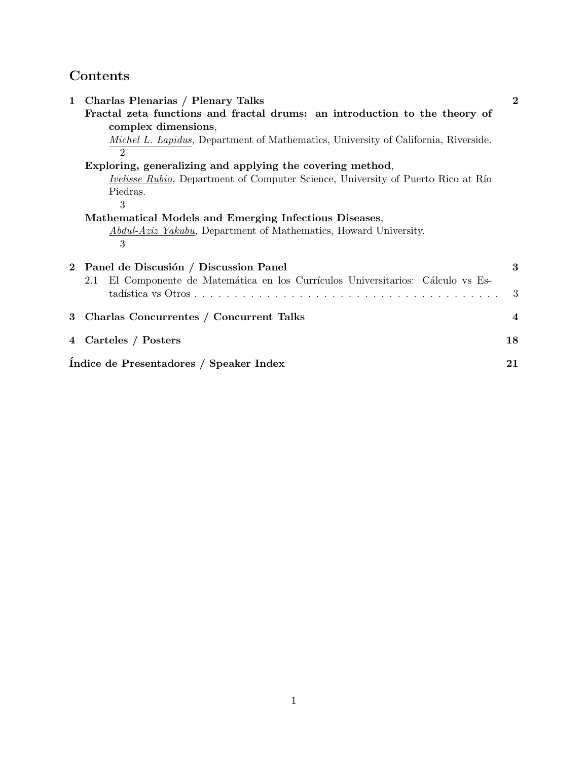# Contents

**1 Charlas Plenarias / Plenary Talks** **2**

**Fractal zeta functions and fractal drums: an introduction to the theory of complex dimensions**,
*Michel L. Lapidus*, Department of Mathematics, University of California, Riverside. 2

**Exploring, generalizing and applying the covering method**,
*Ivelisse Rubio*, Department of Computer Science, University of Puerto Rico at Río Piedras. 3

**Mathematical Models and Emerging Infectious Diseases**,
*Abdul-Aziz Yakubu*, Department of Mathematics, Howard University. 3

**2 Panel de Discusión / Discussion Panel** **3**

2.1 El Componente de Matemática en los Currículos Universitarios: Cálculo vs Estadística vs Otros . . . 3

**3 Charlas Concurrentes / Concurrent Talks** **4**

**4 Carteles / Posters** **18**

**Índice de Presentadores / Speaker Index** **21**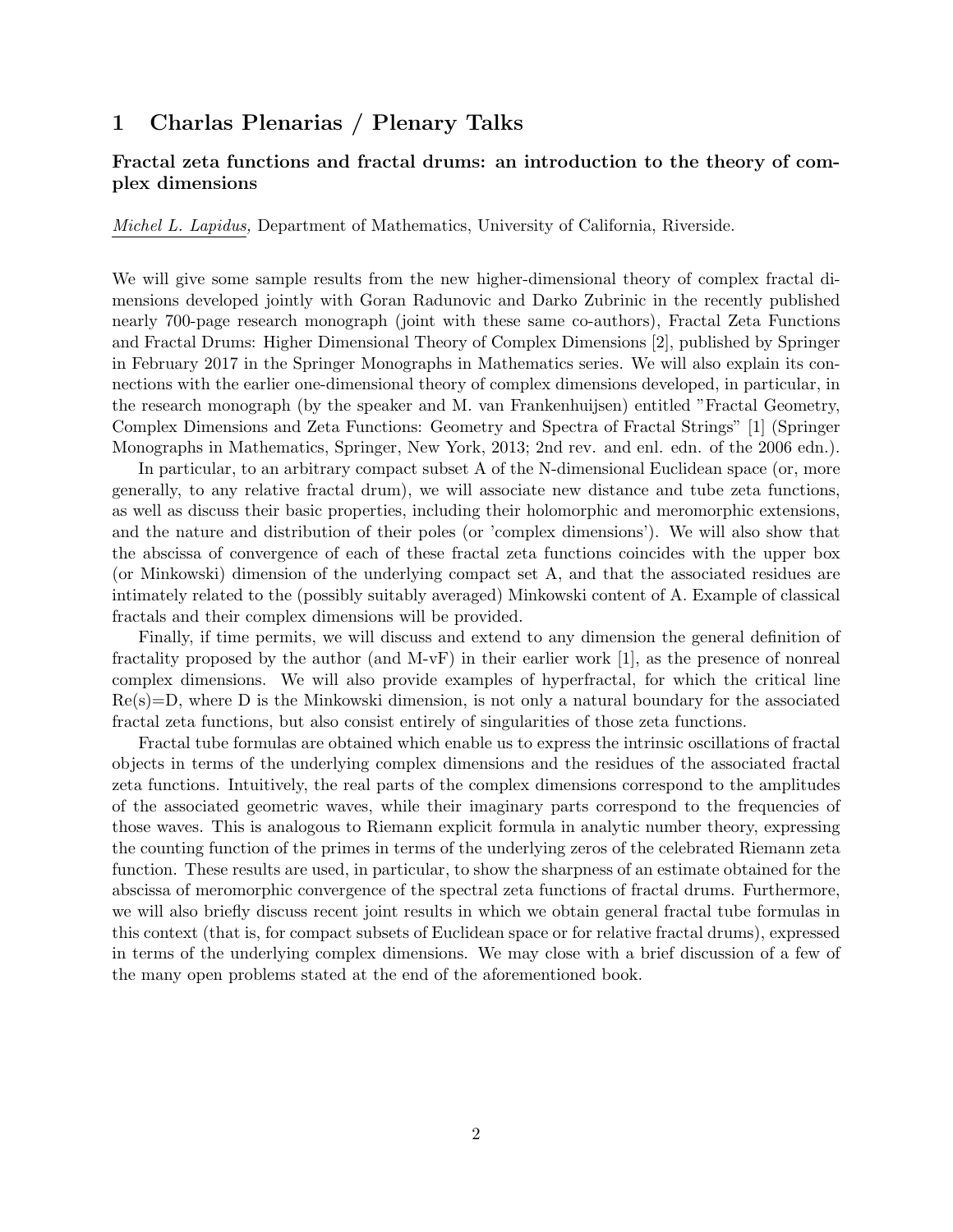# 1 Charlas Plenarias / Plenary Talks

### Fractal zeta functions and fractal drums: an introduction to the theory of complex dimensions

*Michel L. Lapidus,* Department of Mathematics, University of California, Riverside.

We will give some sample results from the new higher-dimensional theory of complex fractal dimensions developed jointly with Goran Radunovic and Darko Zubrinic in the recently published nearly 700-page research monograph (joint with these same co-authors), Fractal Zeta Functions and Fractal Drums: Higher Dimensional Theory of Complex Dimensions [2], published by Springer in February 2017 in the Springer Monographs in Mathematics series. We will also explain its connections with the earlier one-dimensional theory of complex dimensions developed, in particular, in the research monograph (by the speaker and M. van Frankenhuijsen) entitled "Fractal Geometry, Complex Dimensions and Zeta Functions: Geometry and Spectra of Fractal Strings" [1] (Springer Monographs in Mathematics, Springer, New York, 2013; 2nd rev. and enl. edn. of the 2006 edn.).

In particular, to an arbitrary compact subset A of the N-dimensional Euclidean space (or, more generally, to any relative fractal drum), we will associate new distance and tube zeta functions, as well as discuss their basic properties, including their holomorphic and meromorphic extensions, and the nature and distribution of their poles (or 'complex dimensions'). We will also show that the abscissa of convergence of each of these fractal zeta functions coincides with the upper box (or Minkowski) dimension of the underlying compact set A, and that the associated residues are intimately related to the (possibly suitably averaged) Minkowski content of A. Example of classical fractals and their complex dimensions will be provided.

Finally, if time permits, we will discuss and extend to any dimension the general definition of fractality proposed by the author (and M-vF) in their earlier work [1], as the presence of nonreal complex dimensions. We will also provide examples of hyperfractal, for which the critical line $\mathrm{Re}(s)=D$, where D is the Minkowski dimension, is not only a natural boundary for the associated fractal zeta functions, but also consist entirely of singularities of those zeta functions.

Fractal tube formulas are obtained which enable us to express the intrinsic oscillations of fractal objects in terms of the underlying complex dimensions and the residues of the associated fractal zeta functions. Intuitively, the real parts of the complex dimensions correspond to the amplitudes of the associated geometric waves, while their imaginary parts correspond to the frequencies of those waves. This is analogous to Riemann explicit formula in analytic number theory, expressing the counting function of the primes in terms of the underlying zeros of the celebrated Riemann zeta function. These results are used, in particular, to show the sharpness of an estimate obtained for the abscissa of meromorphic convergence of the spectral zeta functions of fractal drums. Furthermore, we will also briefly discuss recent joint results in which we obtain general fractal tube formulas in this context (that is, for compact subsets of Euclidean space or for relative fractal drums), expressed in terms of the underlying complex dimensions. We may close with a brief discussion of a few of the many open problems stated at the end of the aforementioned book.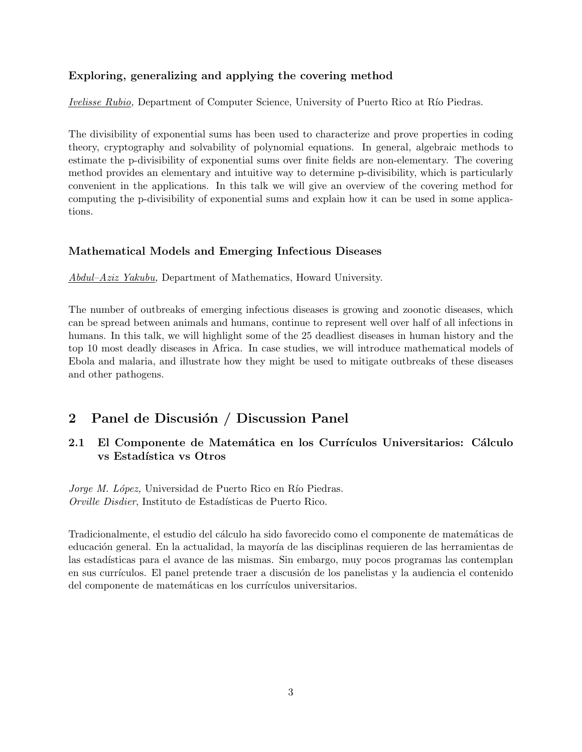### Exploring, generalizing and applying the covering method

*Ivelisse Rubio*, Department of Computer Science, University of Puerto Rico at Río Piedras.

The divisibility of exponential sums has been used to characterize and prove properties in coding theory, cryptography and solvability of polynomial equations. In general, algebraic methods to estimate the p-divisibility of exponential sums over finite fields are non-elementary. The covering method provides an elementary and intuitive way to determine p-divisibility, which is particularly convenient in the applications. In this talk we will give an overview of the covering method for computing the p-divisibility of exponential sums and explain how it can be used in some applications.

### Mathematical Models and Emerging Infectious Diseases

*Abdul–Aziz Yakubu*, Department of Mathematics, Howard University.

The number of outbreaks of emerging infectious diseases is growing and zoonotic diseases, which can be spread between animals and humans, continue to represent well over half of all infections in humans. In this talk, we will highlight some of the 25 deadliest diseases in human history and the top 10 most deadly diseases in Africa. In case studies, we will introduce mathematical models of Ebola and malaria, and illustrate how they might be used to mitigate outbreaks of these diseases and other pathogens.

# 2 Panel de Discusión / Discussion Panel

## 2.1 El Componente de Matemática en los Currículos Universitarios: Cálculo vs Estadística vs Otros

*Jorge M. López,* Universidad de Puerto Rico en Río Piedras.
*Orville Disdier*, Instituto de Estadísticas de Puerto Rico.

Tradicionalmente, el estudio del cálculo ha sido favorecido como el componente de matemáticas de educación general. En la actualidad, la mayoría de las disciplinas requieren de las herramientas de las estadísticas para el avance de las mismas. Sin embargo, muy pocos programas las contemplan en sus currículos. El panel pretende traer a discusión de los panelistas y la audiencia el contenido del componente de matemáticas en los currículos universitarios.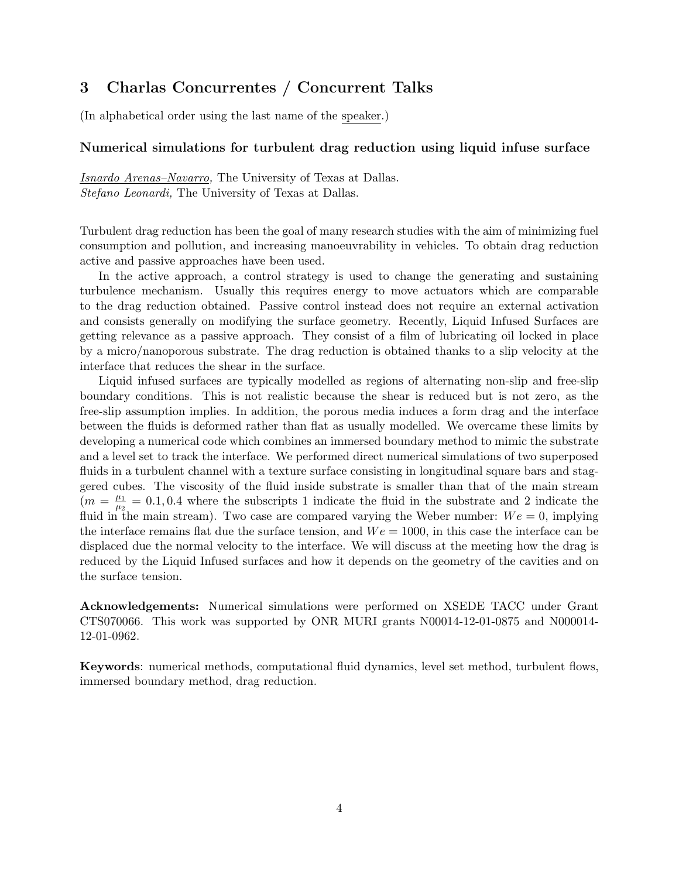# 3 Charlas Concurrentes / Concurrent Talks

(In alphabetical order using the last name of the speaker.)

### Numerical simulations for turbulent drag reduction using liquid infuse surface

*Isnardo Arenas–Navarro,* The University of Texas at Dallas.
*Stefano Leonardi,* The University of Texas at Dallas.

Turbulent drag reduction has been the goal of many research studies with the aim of minimizing fuel consumption and pollution, and increasing manoeuvrability in vehicles. To obtain drag reduction active and passive approaches have been used.

In the active approach, a control strategy is used to change the generating and sustaining turbulence mechanism. Usually this requires energy to move actuators which are comparable to the drag reduction obtained. Passive control instead does not require an external activation and consists generally on modifying the surface geometry. Recently, Liquid Infused Surfaces are getting relevance as a passive approach. They consist of a film of lubricating oil locked in place by a micro/nanoporous substrate. The drag reduction is obtained thanks to a slip velocity at the interface that reduces the shear in the surface.

Liquid infused surfaces are typically modelled as regions of alternating non-slip and free-slip boundary conditions. This is not realistic because the shear is reduced but is not zero, as the free-slip assumption implies. In addition, the porous media induces a form drag and the interface between the fluids is deformed rather than flat as usually modelled. We overcame these limits by developing a numerical code which combines an immersed boundary method to mimic the substrate and a level set to track the interface. We performed direct numerical simulations of two superposed fluids in a turbulent channel with a texture surface consisting in longitudinal square bars and staggered cubes. The viscosity of the fluid inside substrate is smaller than that of the main stream ($m = \frac{\mu_1}{\mu_2} = 0.1, 0.4$ where the subscripts 1 indicate the fluid in the substrate and 2 indicate the fluid in the main stream). Two case are compared varying the Weber number: $We = 0$, implying the interface remains flat due the surface tension, and $We = 1000$, in this case the interface can be displaced due the normal velocity to the interface. We will discuss at the meeting how the drag is reduced by the Liquid Infused surfaces and how it depends on the geometry of the cavities and on the surface tension.

**Acknowledgements:** Numerical simulations were performed on XSEDE TACC under Grant CTS070066. This work was supported by ONR MURI grants N00014-12-01-0875 and N000014-12-01-0962.

**Keywords**: numerical methods, computational fluid dynamics, level set method, turbulent flows, immersed boundary method, drag reduction.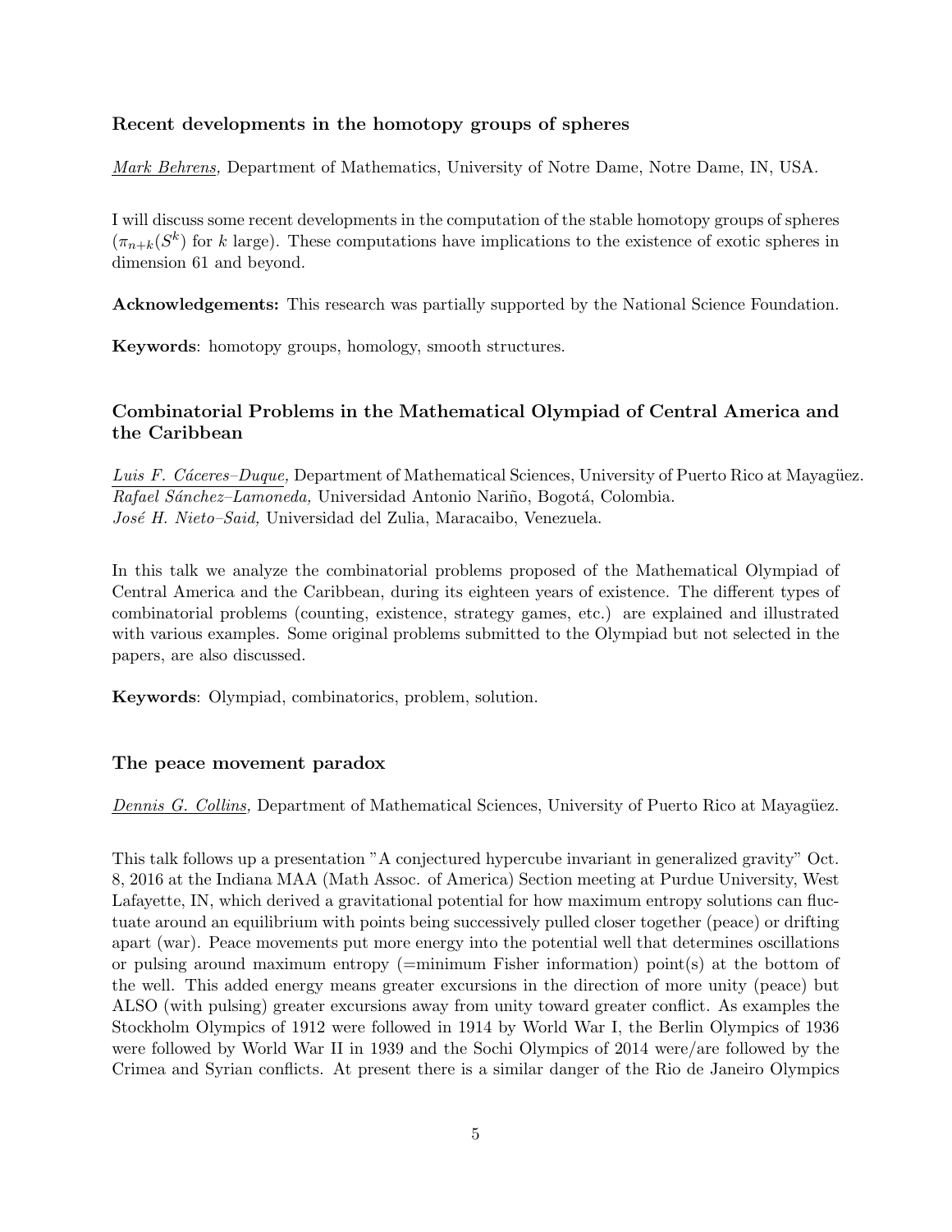### Recent developments in the homotopy groups of spheres

*Mark Behrens,* Department of Mathematics, University of Notre Dame, Notre Dame, IN, USA.

I will discuss some recent developments in the computation of the stable homotopy groups of spheres ($\pi_{n+k}(S^k)$ for $k$ large). These computations have implications to the existence of exotic spheres in dimension 61 and beyond.

**Acknowledgements:** This research was partially supported by the National Science Foundation.

**Keywords**: homotopy groups, homology, smooth structures.

### Combinatorial Problems in the Mathematical Olympiad of Central America and the Caribbean

*Luis F. Cáceres–Duque,* Department of Mathematical Sciences, University of Puerto Rico at Mayagüez.
*Rafael Sánchez–Lamoneda,* Universidad Antonio Nariño, Bogotá, Colombia.
*José H. Nieto–Said,* Universidad del Zulia, Maracaibo, Venezuela.

In this talk we analyze the combinatorial problems proposed of the Mathematical Olympiad of Central America and the Caribbean, during its eighteen years of existence. The different types of combinatorial problems (counting, existence, strategy games, etc.) are explained and illustrated with various examples. Some original problems submitted to the Olympiad but not selected in the papers, are also discussed.

**Keywords**: Olympiad, combinatorics, problem, solution.

### The peace movement paradox

*Dennis G. Collins,* Department of Mathematical Sciences, University of Puerto Rico at Mayagüez.

This talk follows up a presentation "A conjectured hypercube invariant in generalized gravity" Oct. 8, 2016 at the Indiana MAA (Math Assoc. of America) Section meeting at Purdue University, West Lafayette, IN, which derived a gravitational potential for how maximum entropy solutions can fluctuate around an equilibrium with points being successively pulled closer together (peace) or drifting apart (war). Peace movements put more energy into the potential well that determines oscillations or pulsing around maximum entropy (=minimum Fisher information) point(s) at the bottom of the well. This added energy means greater excursions in the direction of more unity (peace) but ALSO (with pulsing) greater excursions away from unity toward greater conflict. As examples the Stockholm Olympics of 1912 were followed in 1914 by World War I, the Berlin Olympics of 1936 were followed by World War II in 1939 and the Sochi Olympics of 2014 were/are followed by the Crimea and Syrian conflicts. At present there is a similar danger of the Rio de Janeiro Olympics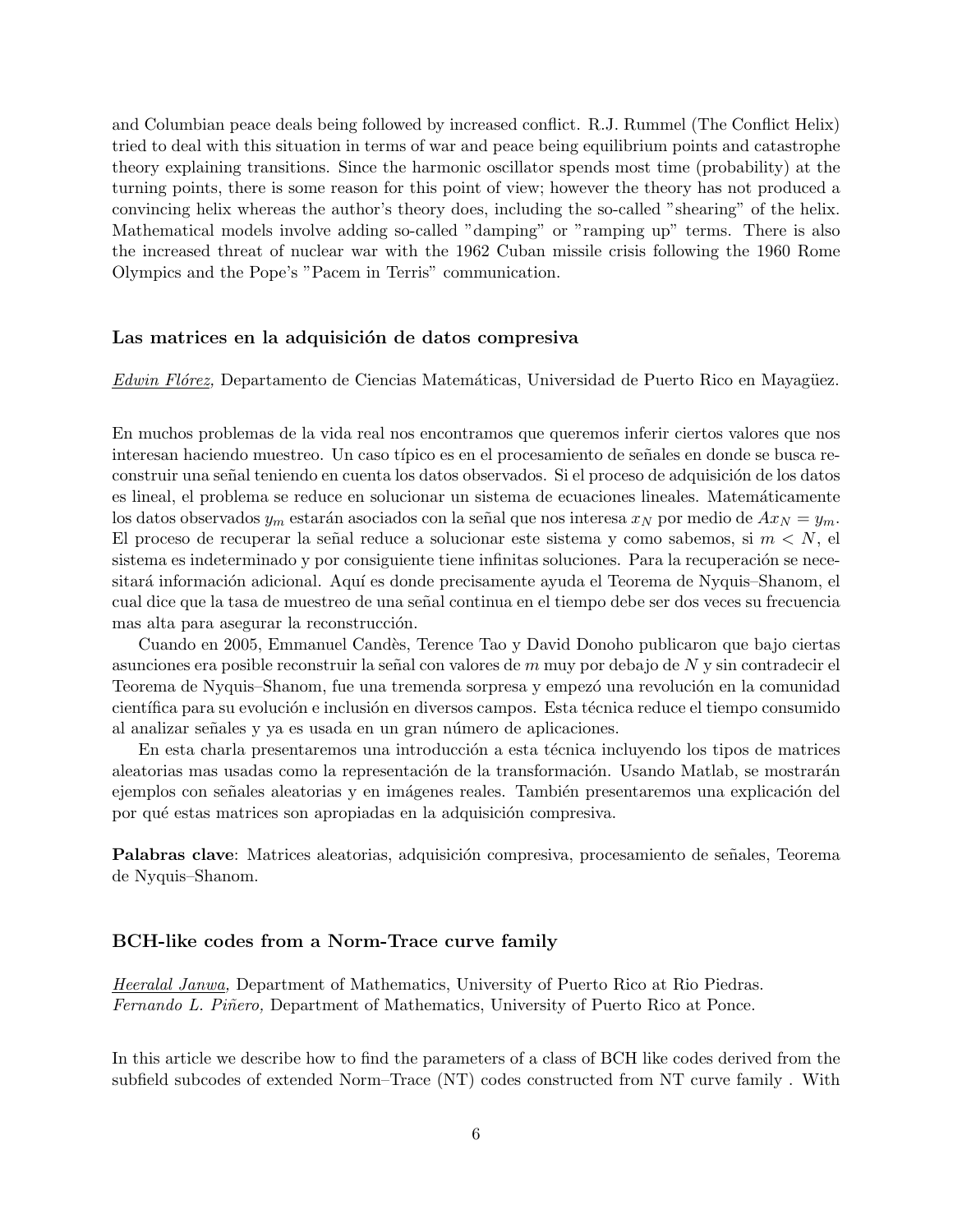and Columbian peace deals being followed by increased conflict. R.J. Rummel (The Conflict Helix) tried to deal with this situation in terms of war and peace being equilibrium points and catastrophe theory explaining transitions. Since the harmonic oscillator spends most time (probability) at the turning points, there is some reason for this point of view; however the theory has not produced a convincing helix whereas the author's theory does, including the so-called "shearing" of the helix. Mathematical models involve adding so-called "damping" or "ramping up" terms. There is also the increased threat of nuclear war with the 1962 Cuban missile crisis following the 1960 Rome Olympics and the Pope's "Pacem in Terris" communication.

### Las matrices en la adquisición de datos compresiva

*Edwin Flórez,* Departamento de Ciencias Matemáticas, Universidad de Puerto Rico en Mayagüez.

En muchos problemas de la vida real nos encontramos que queremos inferir ciertos valores que nos interesan haciendo muestreo. Un caso típico es en el procesamiento de señales en donde se busca reconstruir una señal teniendo en cuenta los datos observados. Si el proceso de adquisición de los datos es lineal, el problema se reduce en solucionar un sistema de ecuaciones lineales. Matemáticamente los datos observados $y_m$ estarán asociados con la señal que nos interesa $x_N$ por medio de $Ax_N = y_m$. El proceso de recuperar la señal reduce a solucionar este sistema y como sabemos, si $m < N$, el sistema es indeterminado y por consiguiente tiene infinitas soluciones. Para la recuperación se necesitará información adicional. Aquí es donde precisamente ayuda el Teorema de Nyquis–Shanom, el cual dice que la tasa de muestreo de una señal continua en el tiempo debe ser dos veces su frecuencia mas alta para asegurar la reconstrucción.

Cuando en 2005, Emmanuel Candès, Terence Tao y David Donoho publicaron que bajo ciertas asunciones era posible reconstruir la señal con valores de $m$ muy por debajo de $N$ y sin contradecir el Teorema de Nyquis–Shanom, fue una tremenda sorpresa y empezó una revolución en la comunidad científica para su evolución e inclusión en diversos campos. Esta técnica reduce el tiempo consumido al analizar señales y ya es usada en un gran número de aplicaciones.

En esta charla presentaremos una introducción a esta técnica incluyendo los tipos de matrices aleatorias mas usadas como la representación de la transformación. Usando Matlab, se mostrarán ejemplos con señales aleatorias y en imágenes reales. También presentaremos una explicación del por qué estas matrices son apropiadas en la adquisición compresiva.

**Palabras clave**: Matrices aleatorias, adquisición compresiva, procesamiento de señales, Teorema de Nyquis–Shanom.

### BCH-like codes from a Norm-Trace curve family

*Heeralal Janwa,* Department of Mathematics, University of Puerto Rico at Rio Piedras.
*Fernando L. Piñero,* Department of Mathematics, University of Puerto Rico at Ponce.

In this article we describe how to find the parameters of a class of BCH like codes derived from the subfield subcodes of extended Norm–Trace (NT) codes constructed from NT curve family . With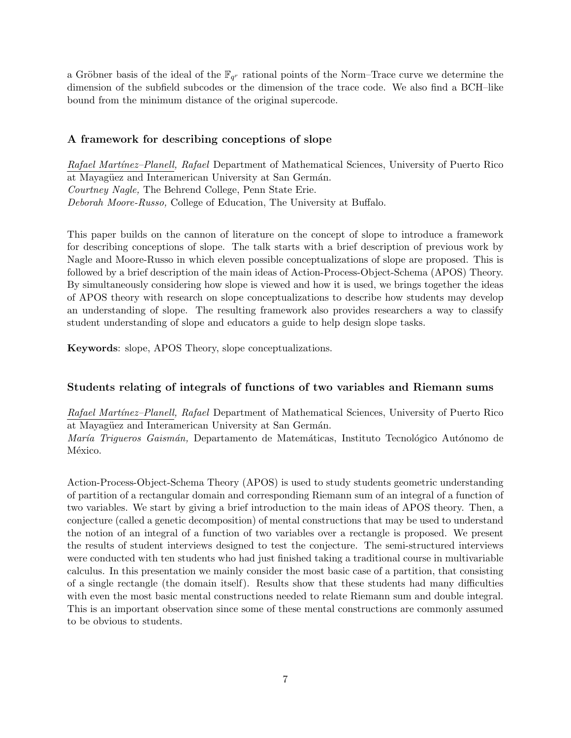a Gröbner basis of the ideal of the $\mathbb{F}_{q^r}$ rational points of the Norm–Trace curve we determine the dimension of the subfield subcodes or the dimension of the trace code. We also find a BCH–like bound from the minimum distance of the original supercode.

### A framework for describing conceptions of slope

*Rafael Martínez–Planell, Rafael* Department of Mathematical Sciences, University of Puerto Rico at Mayagüez and Interamerican University at San Germán.
*Courtney Nagle,* The Behrend College, Penn State Erie.
*Deborah Moore-Russo,* College of Education, The University at Buffalo.

This paper builds on the cannon of literature on the concept of slope to introduce a framework for describing conceptions of slope. The talk starts with a brief description of previous work by Nagle and Moore-Russo in which eleven possible conceptualizations of slope are proposed. This is followed by a brief description of the main ideas of Action-Process-Object-Schema (APOS) Theory. By simultaneously considering how slope is viewed and how it is used, we brings together the ideas of APOS theory with research on slope conceptualizations to describe how students may develop an understanding of slope. The resulting framework also provides researchers a way to classify student understanding of slope and educators a guide to help design slope tasks.

**Keywords**: slope, APOS Theory, slope conceptualizations.

### Students relating of integrals of functions of two variables and Riemann sums

*Rafael Martínez–Planell, Rafael* Department of Mathematical Sciences, University of Puerto Rico at Mayagüez and Interamerican University at San Germán.
*María Trigueros Gaismán,* Departamento de Matemáticas, Instituto Tecnológico Autónomo de México.

Action-Process-Object-Schema Theory (APOS) is used to study students geometric understanding of partition of a rectangular domain and corresponding Riemann sum of an integral of a function of two variables. We start by giving a brief introduction to the main ideas of APOS theory. Then, a conjecture (called a genetic decomposition) of mental constructions that may be used to understand the notion of an integral of a function of two variables over a rectangle is proposed. We present the results of student interviews designed to test the conjecture. The semi-structured interviews were conducted with ten students who had just finished taking a traditional course in multivariable calculus. In this presentation we mainly consider the most basic case of a partition, that consisting of a single rectangle (the domain itself). Results show that these students had many difficulties with even the most basic mental constructions needed to relate Riemann sum and double integral. This is an important observation since some of these mental constructions are commonly assumed to be obvious to students.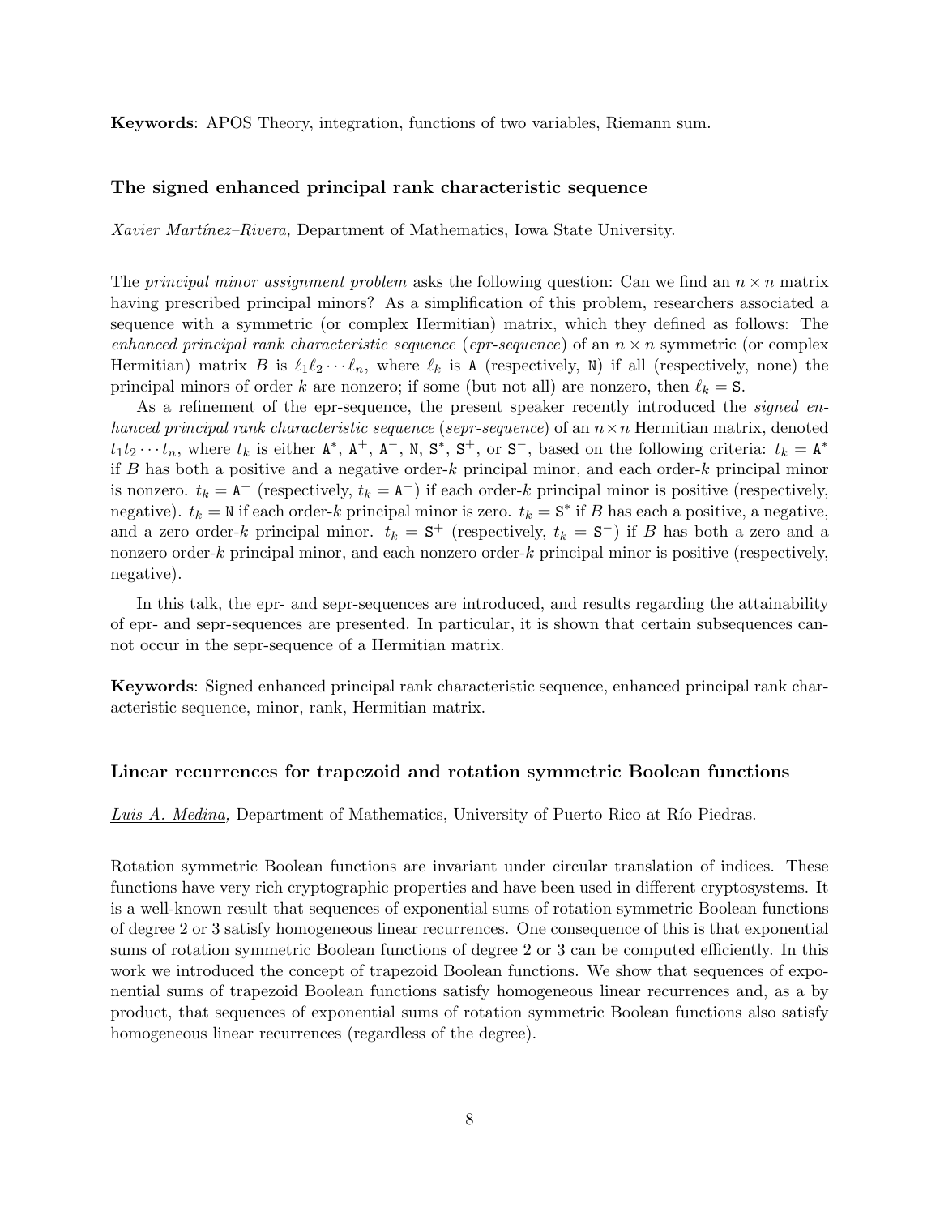**Keywords**: APOS Theory, integration, functions of two variables, Riemann sum.

### The signed enhanced principal rank characteristic sequence

*Xavier Martínez–Rivera,* Department of Mathematics, Iowa State University.

The *principal minor assignment problem* asks the following question: Can we find an $n \times n$ matrix having prescribed principal minors? As a simplification of this problem, researchers associated a sequence with a symmetric (or complex Hermitian) matrix, which they defined as follows: The *enhanced principal rank characteristic sequence* (*epr-sequence*) of an $n \times n$ symmetric (or complex Hermitian) matrix $B$ is $\ell_1 \ell_2 \cdots \ell_n$, where $\ell_k$ is $\mathtt{A}$ (respectively, $\mathtt{N}$) if all (respectively, none) the principal minors of order $k$ are nonzero; if some (but not all) are nonzero, then $\ell_k = \mathtt{S}$.

As a refinement of the epr-sequence, the present speaker recently introduced the *signed enhanced principal rank characteristic sequence* (*sepr-sequence*) of an $n \times n$ Hermitian matrix, denoted $t_1 t_2 \cdots t_n$, where $t_k$ is either $\mathtt{A}^*$, $\mathtt{A}^+$, $\mathtt{A}^-$, $\mathtt{N}$, $\mathtt{S}^*$, $\mathtt{S}^+$, or $\mathtt{S}^-$, based on the following criteria: $t_k = \mathtt{A}^*$ if $B$ has both a positive and a negative order-$k$ principal minor, and each order-$k$ principal minor is nonzero. $t_k = \mathtt{A}^+$ (respectively, $t_k = \mathtt{A}^-$) if each order-$k$ principal minor is positive (respectively, negative). $t_k = \mathtt{N}$ if each order-$k$ principal minor is zero. $t_k = \mathtt{S}^*$ if $B$ has each a positive, a negative, and a zero order-$k$ principal minor. $t_k = \mathtt{S}^+$ (respectively, $t_k = \mathtt{S}^-$) if $B$ has both a zero and a nonzero order-$k$ principal minor, and each nonzero order-$k$ principal minor is positive (respectively, negative).

In this talk, the epr- and sepr-sequences are introduced, and results regarding the attainability of epr- and sepr-sequences are presented. In particular, it is shown that certain subsequences cannot occur in the sepr-sequence of a Hermitian matrix.

**Keywords**: Signed enhanced principal rank characteristic sequence, enhanced principal rank characteristic sequence, minor, rank, Hermitian matrix.

### Linear recurrences for trapezoid and rotation symmetric Boolean functions

*Luis A. Medina,* Department of Mathematics, University of Puerto Rico at Río Piedras.

Rotation symmetric Boolean functions are invariant under circular translation of indices. These functions have very rich cryptographic properties and have been used in different cryptosystems. It is a well-known result that sequences of exponential sums of rotation symmetric Boolean functions of degree 2 or 3 satisfy homogeneous linear recurrences. One consequence of this is that exponential sums of rotation symmetric Boolean functions of degree 2 or 3 can be computed efficiently. In this work we introduced the concept of trapezoid Boolean functions. We show that sequences of exponential sums of trapezoid Boolean functions satisfy homogeneous linear recurrences and, as a by product, that sequences of exponential sums of rotation symmetric Boolean functions also satisfy homogeneous linear recurrences (regardless of the degree).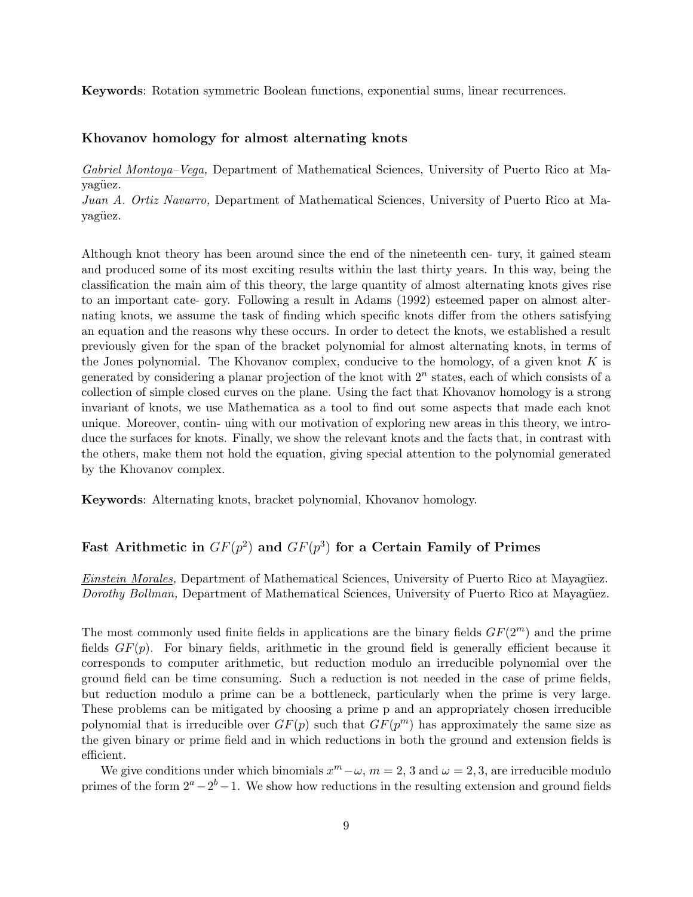**Keywords**: Rotation symmetric Boolean functions, exponential sums, linear recurrences.

### Khovanov homology for almost alternating knots

*Gabriel Montoya–Vega,* Department of Mathematical Sciences, University of Puerto Rico at Mayagüez.
*Juan A. Ortiz Navarro,* Department of Mathematical Sciences, University of Puerto Rico at Mayagüez.

Although knot theory has been around since the end of the nineteenth cen- tury, it gained steam and produced some of its most exciting results within the last thirty years. In this way, being the classification the main aim of this theory, the large quantity of almost alternating knots gives rise to an important cate- gory. Following a result in Adams (1992) esteemed paper on almost alternating knots, we assume the task of finding which specific knots differ from the others satisfying an equation and the reasons why these occurs. In order to detect the knots, we established a result previously given for the span of the bracket polynomial for almost alternating knots, in terms of the Jones polynomial. The Khovanov complex, conducive to the homology, of a given knot $K$ is generated by considering a planar projection of the knot with $2^n$ states, each of which consists of a collection of simple closed curves on the plane. Using the fact that Khovanov homology is a strong invariant of knots, we use Mathematica as a tool to find out some aspects that made each knot unique. Moreover, contin- uing with our motivation of exploring new areas in this theory, we introduce the surfaces for knots. Finally, we show the relevant knots and the facts that, in contrast with the others, make them not hold the equation, giving special attention to the polynomial generated by the Khovanov complex.

**Keywords**: Alternating knots, bracket polynomial, Khovanov homology.

### Fast Arithmetic in $GF(p^2)$ and $GF(p^3)$ for a Certain Family of Primes

*Einstein Morales,* Department of Mathematical Sciences, University of Puerto Rico at Mayagüez.
*Dorothy Bollman,* Department of Mathematical Sciences, University of Puerto Rico at Mayagüez.

The most commonly used finite fields in applications are the binary fields $GF(2^m)$ and the prime fields $GF(p)$. For binary fields, arithmetic in the ground field is generally efficient because it corresponds to computer arithmetic, but reduction modulo an irreducible polynomial over the ground field can be time consuming. Such a reduction is not needed in the case of prime fields, but reduction modulo a prime can be a bottleneck, particularly when the prime is very large. These problems can be mitigated by choosing a prime p and an appropriately chosen irreducible polynomial that is irreducible over $GF(p)$ such that $GF(p^m)$ has approximately the same size as the given binary or prime field and in which reductions in both the ground and extension fields is efficient.

We give conditions under which binomials $x^m - \omega$, $m = 2, 3$ and $\omega = 2, 3$, are irreducible modulo primes of the form $2^a - 2^b - 1$. We show how reductions in the resulting extension and ground fields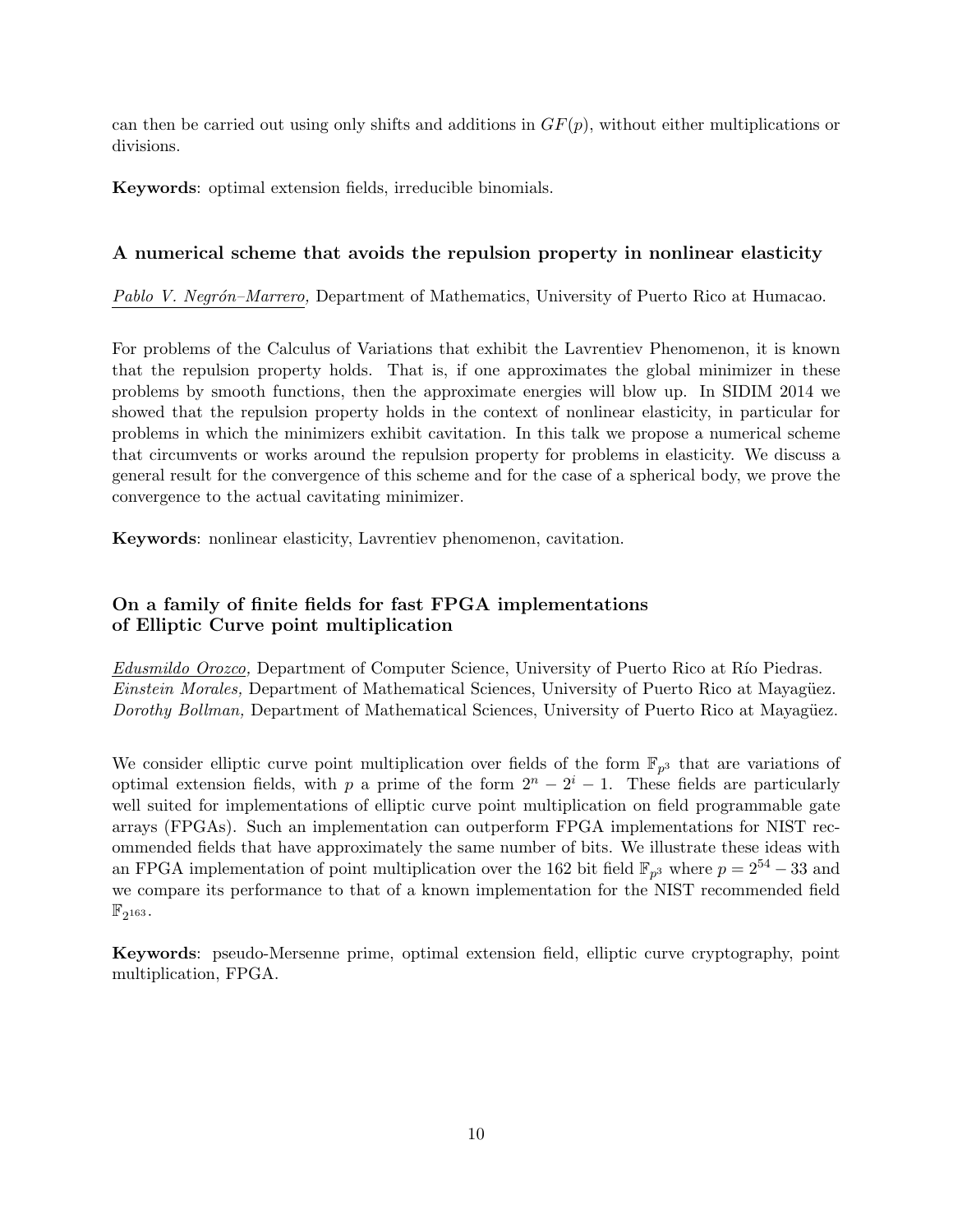can then be carried out using only shifts and additions in $GF(p)$, without either multiplications or divisions.

**Keywords**: optimal extension fields, irreducible binomials.

### A numerical scheme that avoids the repulsion property in nonlinear elasticity

*Pablo V. Negrón–Marrero,* Department of Mathematics, University of Puerto Rico at Humacao.

For problems of the Calculus of Variations that exhibit the Lavrentiev Phenomenon, it is known that the repulsion property holds. That is, if one approximates the global minimizer in these problems by smooth functions, then the approximate energies will blow up. In SIDIM 2014 we showed that the repulsion property holds in the context of nonlinear elasticity, in particular for problems in which the minimizers exhibit cavitation. In this talk we propose a numerical scheme that circumvents or works around the repulsion property for problems in elasticity. We discuss a general result for the convergence of this scheme and for the case of a spherical body, we prove the convergence to the actual cavitating minimizer.

**Keywords**: nonlinear elasticity, Lavrentiev phenomenon, cavitation.

### On a family of finite fields for fast FPGA implementations of Elliptic Curve point multiplication

*Edusmildo Orozco,* Department of Computer Science, University of Puerto Rico at Río Piedras.
*Einstein Morales,* Department of Mathematical Sciences, University of Puerto Rico at Mayagüez.
*Dorothy Bollman,* Department of Mathematical Sciences, University of Puerto Rico at Mayagüez.

We consider elliptic curve point multiplication over fields of the form $\mathbb{F}_{p^3}$ that are variations of optimal extension fields, with $p$ a prime of the form $2^n - 2^i - 1$. These fields are particularly well suited for implementations of elliptic curve point multiplication on field programmable gate arrays (FPGAs). Such an implementation can outperform FPGA implementations for NIST recommended fields that have approximately the same number of bits. We illustrate these ideas with an FPGA implementation of point multiplication over the 162 bit field $\mathbb{F}_{p^3}$ where $p = 2^{54} - 33$ and we compare its performance to that of a known implementation for the NIST recommended field $\mathbb{F}_{2^{163}}$.

**Keywords**: pseudo-Mersenne prime, optimal extension field, elliptic curve cryptography, point multiplication, FPGA.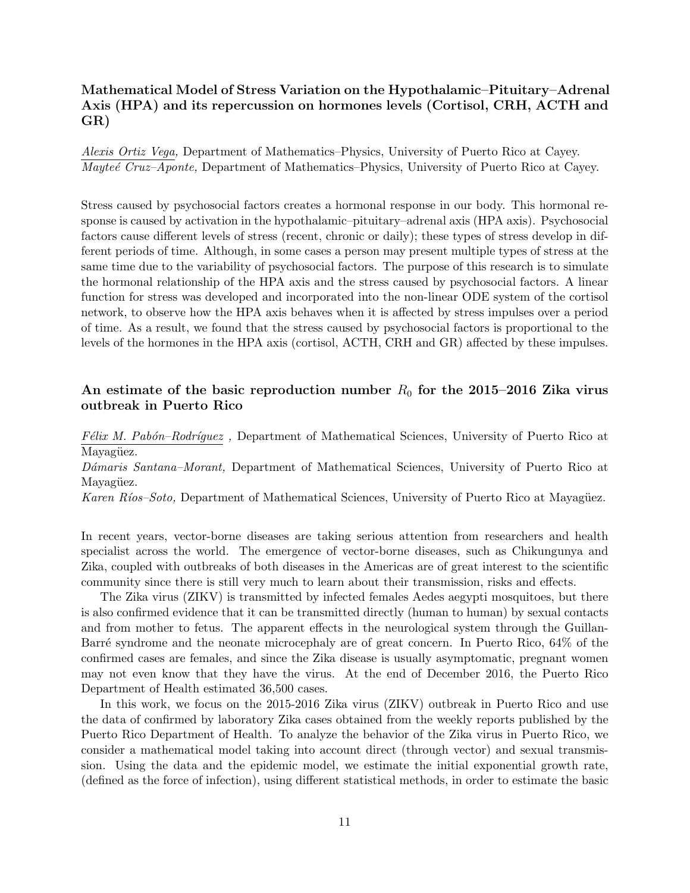### Mathematical Model of Stress Variation on the Hypothalamic–Pituitary–Adrenal Axis (HPA) and its repercussion on hormones levels (Cortisol, CRH, ACTH and GR)

*Alexis Ortiz Vega,* Department of Mathematics–Physics, University of Puerto Rico at Cayey.
*Mayteé Cruz–Aponte,* Department of Mathematics–Physics, University of Puerto Rico at Cayey.

Stress caused by psychosocial factors creates a hormonal response in our body. This hormonal response is caused by activation in the hypothalamic–pituitary–adrenal axis (HPA axis). Psychosocial factors cause different levels of stress (recent, chronic or daily); these types of stress develop in different periods of time. Although, in some cases a person may present multiple types of stress at the same time due to the variability of psychosocial factors. The purpose of this research is to simulate the hormonal relationship of the HPA axis and the stress caused by psychosocial factors. A linear function for stress was developed and incorporated into the non-linear ODE system of the cortisol network, to observe how the HPA axis behaves when it is affected by stress impulses over a period of time. As a result, we found that the stress caused by psychosocial factors is proportional to the levels of the hormones in the HPA axis (cortisol, ACTH, CRH and GR) affected by these impulses.

### An estimate of the basic reproduction number $R_0$ for the 2015–2016 Zika virus outbreak in Puerto Rico

*Félix M. Pabón–Rodríguez* , Department of Mathematical Sciences, University of Puerto Rico at Mayagüez.
*Dámaris Santana–Morant,* Department of Mathematical Sciences, University of Puerto Rico at Mayagüez.
*Karen Ríos–Soto,* Department of Mathematical Sciences, University of Puerto Rico at Mayagüez.

In recent years, vector-borne diseases are taking serious attention from researchers and health specialist across the world. The emergence of vector-borne diseases, such as Chikungunya and Zika, coupled with outbreaks of both diseases in the Americas are of great interest to the scientific community since there is still very much to learn about their transmission, risks and effects.

The Zika virus (ZIKV) is transmitted by infected females Aedes aegypti mosquitoes, but there is also confirmed evidence that it can be transmitted directly (human to human) by sexual contacts and from mother to fetus. The apparent effects in the neurological system through the Guillan-Barré syndrome and the neonate microcephaly are of great concern. In Puerto Rico, 64% of the confirmed cases are females, and since the Zika disease is usually asymptomatic, pregnant women may not even know that they have the virus. At the end of December 2016, the Puerto Rico Department of Health estimated 36,500 cases.

In this work, we focus on the 2015-2016 Zika virus (ZIKV) outbreak in Puerto Rico and use the data of confirmed by laboratory Zika cases obtained from the weekly reports published by the Puerto Rico Department of Health. To analyze the behavior of the Zika virus in Puerto Rico, we consider a mathematical model taking into account direct (through vector) and sexual transmission. Using the data and the epidemic model, we estimate the initial exponential growth rate, (defined as the force of infection), using different statistical methods, in order to estimate the basic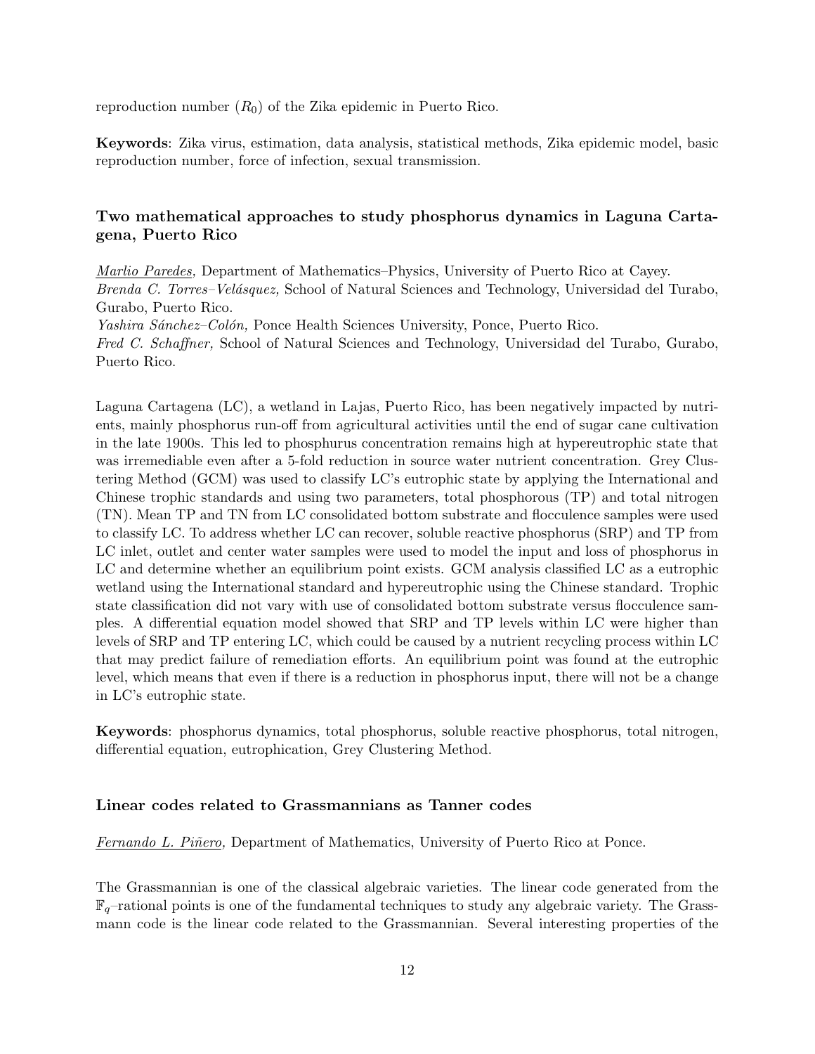reproduction number ($R_0$) of the Zika epidemic in Puerto Rico.

**Keywords**: Zika virus, estimation, data analysis, statistical methods, Zika epidemic model, basic reproduction number, force of infection, sexual transmission.

### Two mathematical approaches to study phosphorus dynamics in Laguna Cartagena, Puerto Rico

*Marlio Paredes,* Department of Mathematics–Physics, University of Puerto Rico at Cayey.
*Brenda C. Torres–Velásquez,* School of Natural Sciences and Technology, Universidad del Turabo, Gurabo, Puerto Rico.
*Yashira Sánchez–Colón,* Ponce Health Sciences University, Ponce, Puerto Rico.
*Fred C. Schaffner,* School of Natural Sciences and Technology, Universidad del Turabo, Gurabo, Puerto Rico.

Laguna Cartagena (LC), a wetland in Lajas, Puerto Rico, has been negatively impacted by nutrients, mainly phosphorus run-off from agricultural activities until the end of sugar cane cultivation in the late 1900s. This led to phosphurus concentration remains high at hypereutrophic state that was irremediable even after a 5-fold reduction in source water nutrient concentration. Grey Clustering Method (GCM) was used to classify LC's eutrophic state by applying the International and Chinese trophic standards and using two parameters, total phosphorous (TP) and total nitrogen (TN). Mean TP and TN from LC consolidated bottom substrate and flocculence samples were used to classify LC. To address whether LC can recover, soluble reactive phosphorus (SRP) and TP from LC inlet, outlet and center water samples were used to model the input and loss of phosphorus in LC and determine whether an equilibrium point exists. GCM analysis classified LC as a eutrophic wetland using the International standard and hypereutrophic using the Chinese standard. Trophic state classification did not vary with use of consolidated bottom substrate versus flocculence samples. A differential equation model showed that SRP and TP levels within LC were higher than levels of SRP and TP entering LC, which could be caused by a nutrient recycling process within LC that may predict failure of remediation efforts. An equilibrium point was found at the eutrophic level, which means that even if there is a reduction in phosphorus input, there will not be a change in LC's eutrophic state.

**Keywords**: phosphorus dynamics, total phosphorus, soluble reactive phosphorus, total nitrogen, differential equation, eutrophication, Grey Clustering Method.

### Linear codes related to Grassmannians as Tanner codes

*Fernando L. Piñero,* Department of Mathematics, University of Puerto Rico at Ponce.

The Grassmannian is one of the classical algebraic varieties. The linear code generated from the $\mathbb{F}_q$–rational points is one of the fundamental techniques to study any algebraic variety. The Grassmann code is the linear code related to the Grassmannian. Several interesting properties of the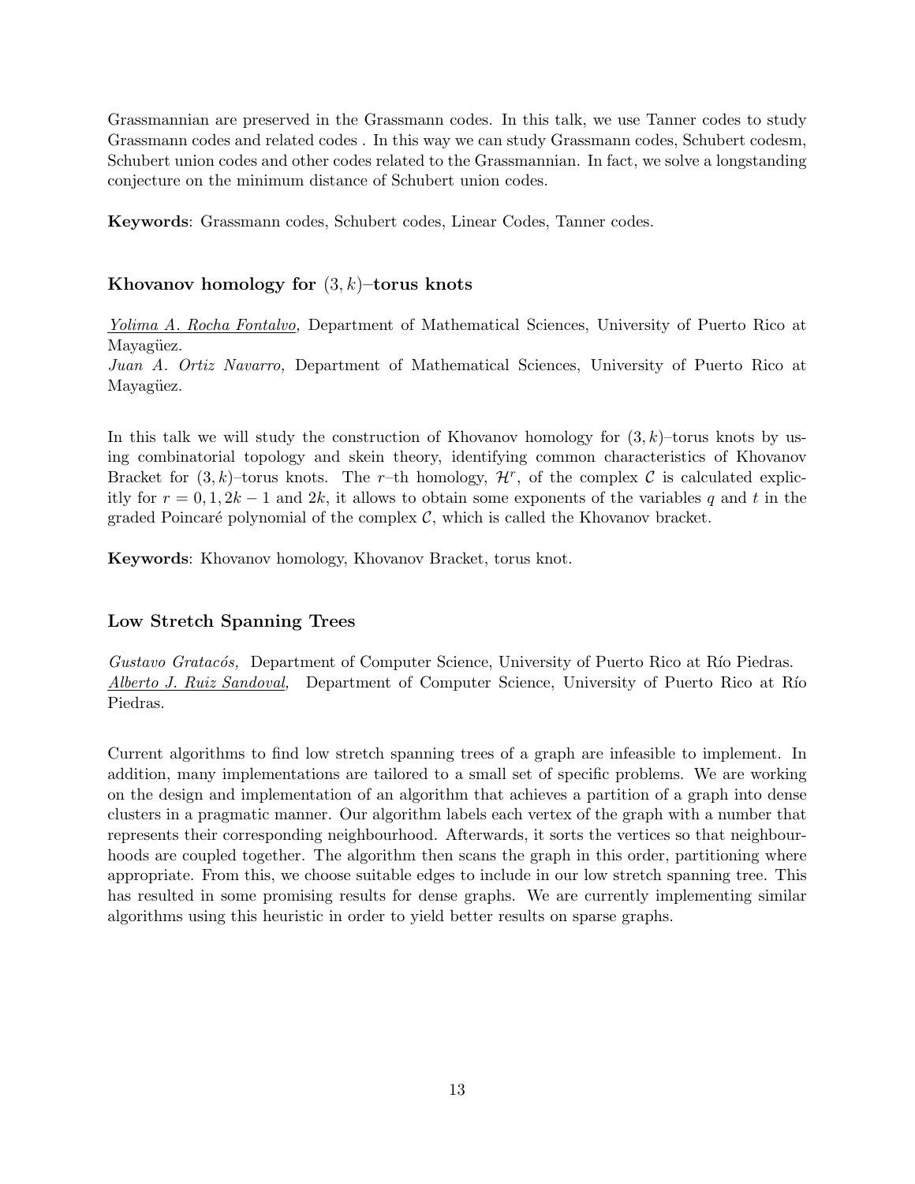Grassmannian are preserved in the Grassmann codes. In this talk, we use Tanner codes to study Grassmann codes and related codes . In this way we can study Grassmann codes, Schubert codesm, Schubert union codes and other codes related to the Grassmannian. In fact, we solve a longstanding conjecture on the minimum distance of Schubert union codes.

**Keywords**: Grassmann codes, Schubert codes, Linear Codes, Tanner codes.

### Khovanov homology for $(3, k)$–torus knots

*Yolima A. Rocha Fontalvo,* Department of Mathematical Sciences, University of Puerto Rico at Mayagüez.
*Juan A. Ortiz Navarro,* Department of Mathematical Sciences, University of Puerto Rico at Mayagüez.

In this talk we will study the construction of Khovanov homology for $(3, k)$–torus knots by using combinatorial topology and skein theory, identifying common characteristics of Khovanov Bracket for $(3, k)$–torus knots. The $r$–th homology, $\mathcal{H}^r$, of the complex $\mathcal{C}$ is calculated explicitly for $r = 0, 1, 2k-1$ and $2k$, it allows to obtain some exponents of the variables $q$ and $t$ in the graded Poincaré polynomial of the complex $\mathcal{C}$, which is called the Khovanov bracket.

**Keywords**: Khovanov homology, Khovanov Bracket, torus knot.

### Low Stretch Spanning Trees

*Gustavo Gratacós,* Department of Computer Science, University of Puerto Rico at Río Piedras.
*Alberto J. Ruiz Sandoval,* Department of Computer Science, University of Puerto Rico at Río Piedras.

Current algorithms to find low stretch spanning trees of a graph are infeasible to implement. In addition, many implementations are tailored to a small set of specific problems. We are working on the design and implementation of an algorithm that achieves a partition of a graph into dense clusters in a pragmatic manner. Our algorithm labels each vertex of the graph with a number that represents their corresponding neighbourhood. Afterwards, it sorts the vertices so that neighbourhoods are coupled together. The algorithm then scans the graph in this order, partitioning where appropriate. From this, we choose suitable edges to include in our low stretch spanning tree. This has resulted in some promising results for dense graphs. We are currently implementing similar algorithms using this heuristic in order to yield better results on sparse graphs.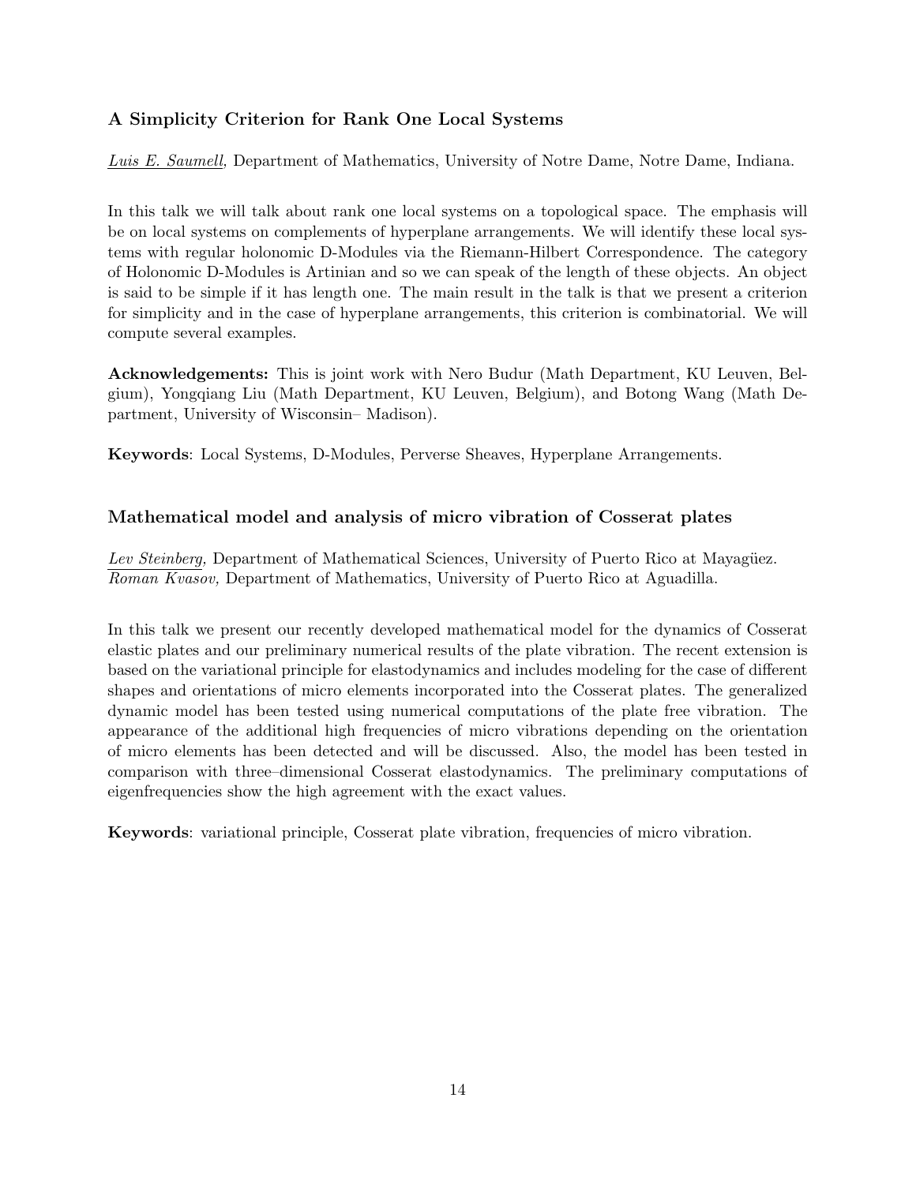### A Simplicity Criterion for Rank One Local Systems

*Luis E. Saumell*, Department of Mathematics, University of Notre Dame, Notre Dame, Indiana.

In this talk we will talk about rank one local systems on a topological space. The emphasis will be on local systems on complements of hyperplane arrangements. We will identify these local systems with regular holonomic D-Modules via the Riemann-Hilbert Correspondence. The category of Holonomic D-Modules is Artinian and so we can speak of the length of these objects. An object is said to be simple if it has length one. The main result in the talk is that we present a criterion for simplicity and in the case of hyperplane arrangements, this criterion is combinatorial. We will compute several examples.

**Acknowledgements:** This is joint work with Nero Budur (Math Department, KU Leuven, Belgium), Yongqiang Liu (Math Department, KU Leuven, Belgium), and Botong Wang (Math Department, University of Wisconsin– Madison).

**Keywords**: Local Systems, D-Modules, Perverse Sheaves, Hyperplane Arrangements.

### Mathematical model and analysis of micro vibration of Cosserat plates

*Lev Steinberg,* Department of Mathematical Sciences, University of Puerto Rico at Mayagüez.
*Roman Kvasov,* Department of Mathematics, University of Puerto Rico at Aguadilla.

In this talk we present our recently developed mathematical model for the dynamics of Cosserat elastic plates and our preliminary numerical results of the plate vibration. The recent extension is based on the variational principle for elastodynamics and includes modeling for the case of different shapes and orientations of micro elements incorporated into the Cosserat plates. The generalized dynamic model has been tested using numerical computations of the plate free vibration. The appearance of the additional high frequencies of micro vibrations depending on the orientation of micro elements has been detected and will be discussed. Also, the model has been tested in comparison with three–dimensional Cosserat elastodynamics. The preliminary computations of eigenfrequencies show the high agreement with the exact values.

**Keywords**: variational principle, Cosserat plate vibration, frequencies of micro vibration.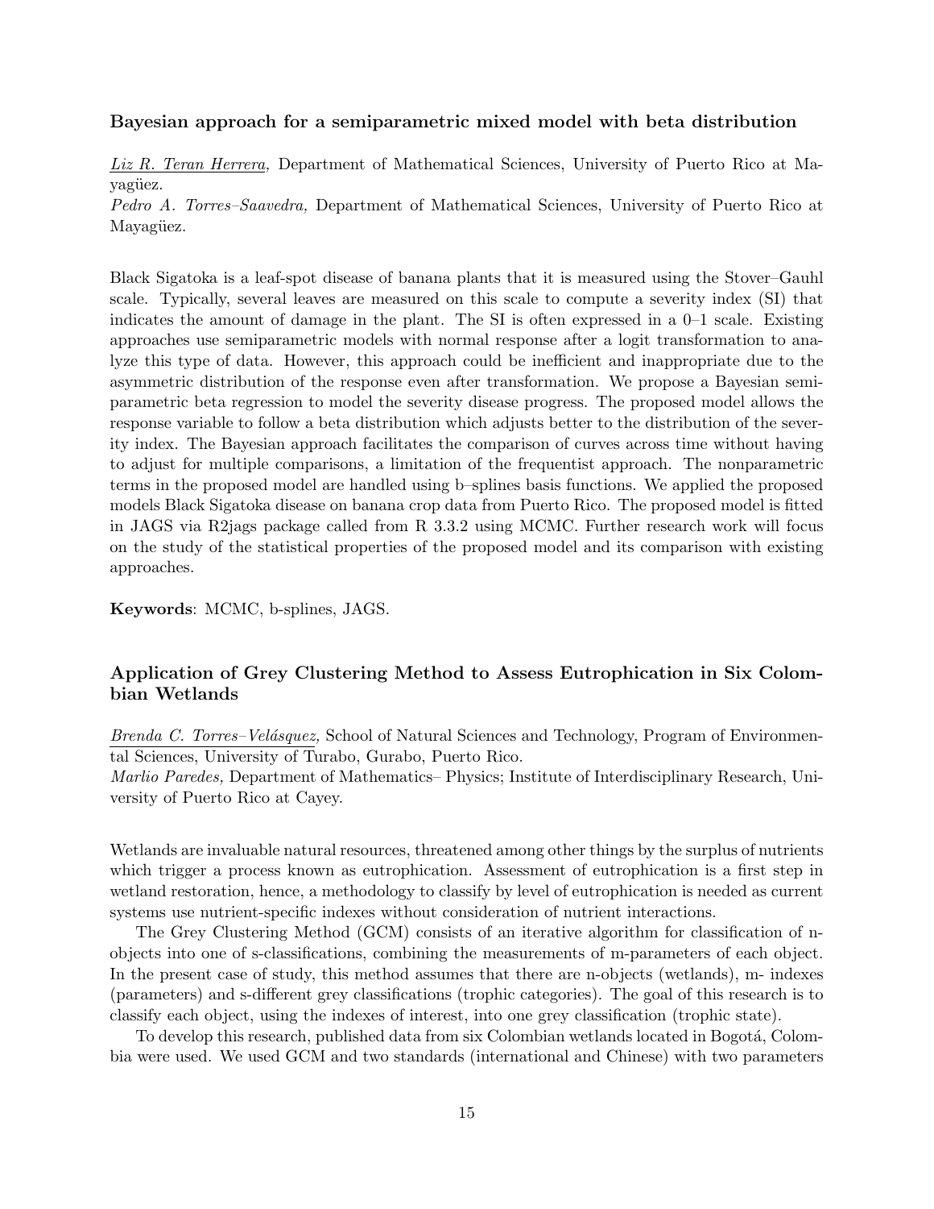### Bayesian approach for a semiparametric mixed model with beta distribution

*Liz R. Teran Herrera,* Department of Mathematical Sciences, University of Puerto Rico at Mayagüez.
*Pedro A. Torres–Saavedra,* Department of Mathematical Sciences, University of Puerto Rico at Mayagüez.

Black Sigatoka is a leaf-spot disease of banana plants that it is measured using the Stover–Gauhl scale. Typically, several leaves are measured on this scale to compute a severity index (SI) that indicates the amount of damage in the plant. The SI is often expressed in a 0–1 scale. Existing approaches use semiparametric models with normal response after a logit transformation to analyze this type of data. However, this approach could be inefficient and inappropriate due to the asymmetric distribution of the response even after transformation. We propose a Bayesian semiparametric beta regression to model the severity disease progress. The proposed model allows the response variable to follow a beta distribution which adjusts better to the distribution of the severity index. The Bayesian approach facilitates the comparison of curves across time without having to adjust for multiple comparisons, a limitation of the frequentist approach. The nonparametric terms in the proposed model are handled using b–splines basis functions. We applied the proposed models Black Sigatoka disease on banana crop data from Puerto Rico. The proposed model is fitted in JAGS via R2jags package called from R 3.3.2 using MCMC. Further research work will focus on the study of the statistical properties of the proposed model and its comparison with existing approaches.

**Keywords**: MCMC, b-splines, JAGS.

### Application of Grey Clustering Method to Assess Eutrophication in Six Colombian Wetlands

*Brenda C. Torres–Velásquez,* School of Natural Sciences and Technology, Program of Environmental Sciences, University of Turabo, Gurabo, Puerto Rico.
*Marlio Paredes,* Department of Mathematics– Physics; Institute of Interdisciplinary Research, University of Puerto Rico at Cayey.

Wetlands are invaluable natural resources, threatened among other things by the surplus of nutrients which trigger a process known as eutrophication. Assessment of eutrophication is a first step in wetland restoration, hence, a methodology to classify by level of eutrophication is needed as current systems use nutrient-specific indexes without consideration of nutrient interactions.

The Grey Clustering Method (GCM) consists of an iterative algorithm for classification of n-objects into one of s-classifications, combining the measurements of m-parameters of each object. In the present case of study, this method assumes that there are n-objects (wetlands), m- indexes (parameters) and s-different grey classifications (trophic categories). The goal of this research is to classify each object, using the indexes of interest, into one grey classification (trophic state).

To develop this research, published data from six Colombian wetlands located in Bogotá, Colombia were used. We used GCM and two standards (international and Chinese) with two parameters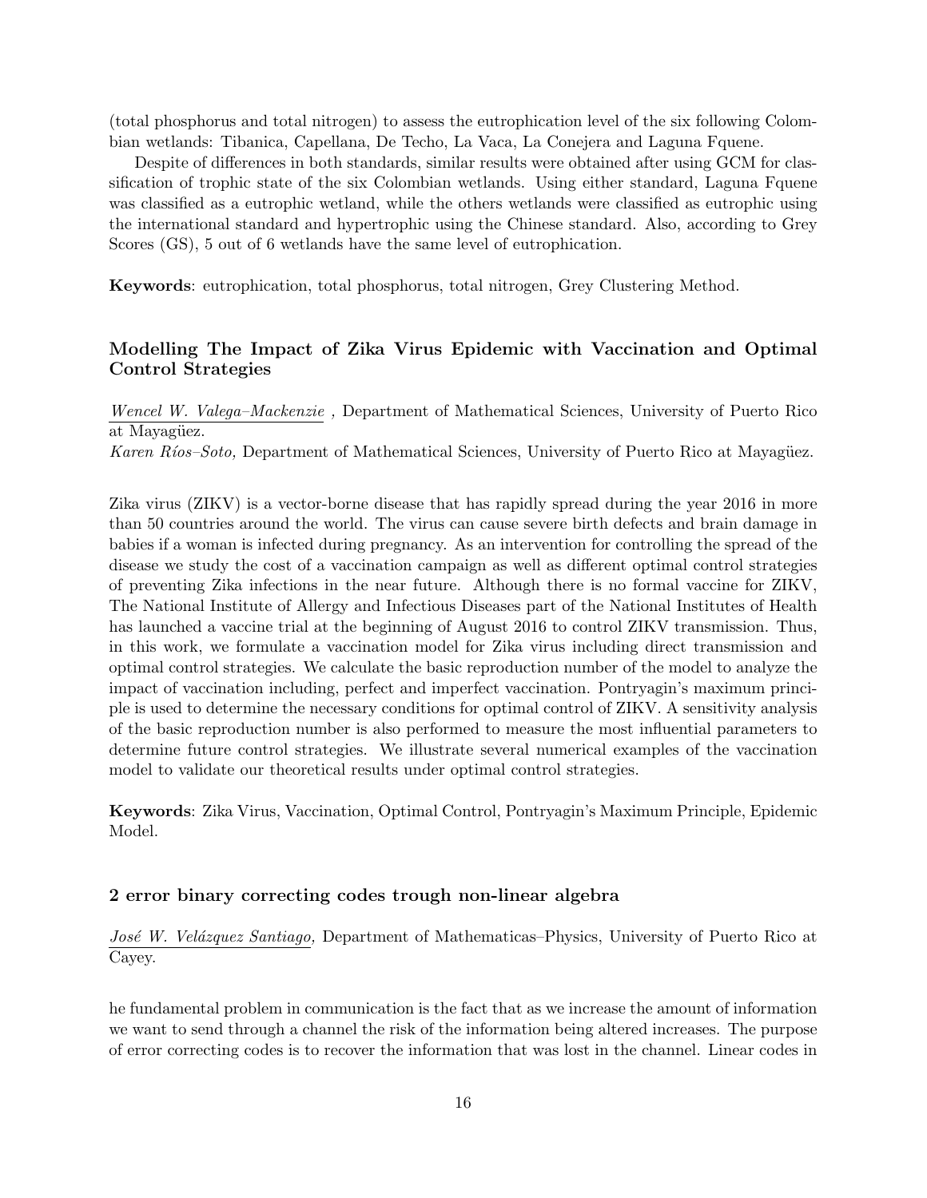(total phosphorus and total nitrogen) to assess the eutrophication level of the six following Colombian wetlands: Tibanica, Capellana, De Techo, La Vaca, La Conejera and Laguna Fquene.

Despite of differences in both standards, similar results were obtained after using GCM for classification of trophic state of the six Colombian wetlands. Using either standard, Laguna Fquene was classified as a eutrophic wetland, while the others wetlands were classified as eutrophic using the international standard and hypertrophic using the Chinese standard. Also, according to Grey Scores (GS), 5 out of 6 wetlands have the same level of eutrophication.

**Keywords**: eutrophication, total phosphorus, total nitrogen, Grey Clustering Method.

### Modelling The Impact of Zika Virus Epidemic with Vaccination and Optimal Control Strategies

*Wencel W. Valega–Mackenzie* , Department of Mathematical Sciences, University of Puerto Rico at Mayagüez.
*Karen Ríos–Soto,* Department of Mathematical Sciences, University of Puerto Rico at Mayagüez.

Zika virus (ZIKV) is a vector-borne disease that has rapidly spread during the year 2016 in more than 50 countries around the world. The virus can cause severe birth defects and brain damage in babies if a woman is infected during pregnancy. As an intervention for controlling the spread of the disease we study the cost of a vaccination campaign as well as different optimal control strategies of preventing Zika infections in the near future. Although there is no formal vaccine for ZIKV, The National Institute of Allergy and Infectious Diseases part of the National Institutes of Health has launched a vaccine trial at the beginning of August 2016 to control ZIKV transmission. Thus, in this work, we formulate a vaccination model for Zika virus including direct transmission and optimal control strategies. We calculate the basic reproduction number of the model to analyze the impact of vaccination including, perfect and imperfect vaccination. Pontryagin's maximum principle is used to determine the necessary conditions for optimal control of ZIKV. A sensitivity analysis of the basic reproduction number is also performed to measure the most influential parameters to determine future control strategies. We illustrate several numerical examples of the vaccination model to validate our theoretical results under optimal control strategies.

**Keywords**: Zika Virus, Vaccination, Optimal Control, Pontryagin's Maximum Principle, Epidemic Model.

### 2 error binary correcting codes trough non-linear algebra

*José W. Velázquez Santiago,* Department of Mathematicas–Physics, University of Puerto Rico at Cayey.

he fundamental problem in communication is the fact that as we increase the amount of information we want to send through a channel the risk of the information being altered increases. The purpose of error correcting codes is to recover the information that was lost in the channel. Linear codes in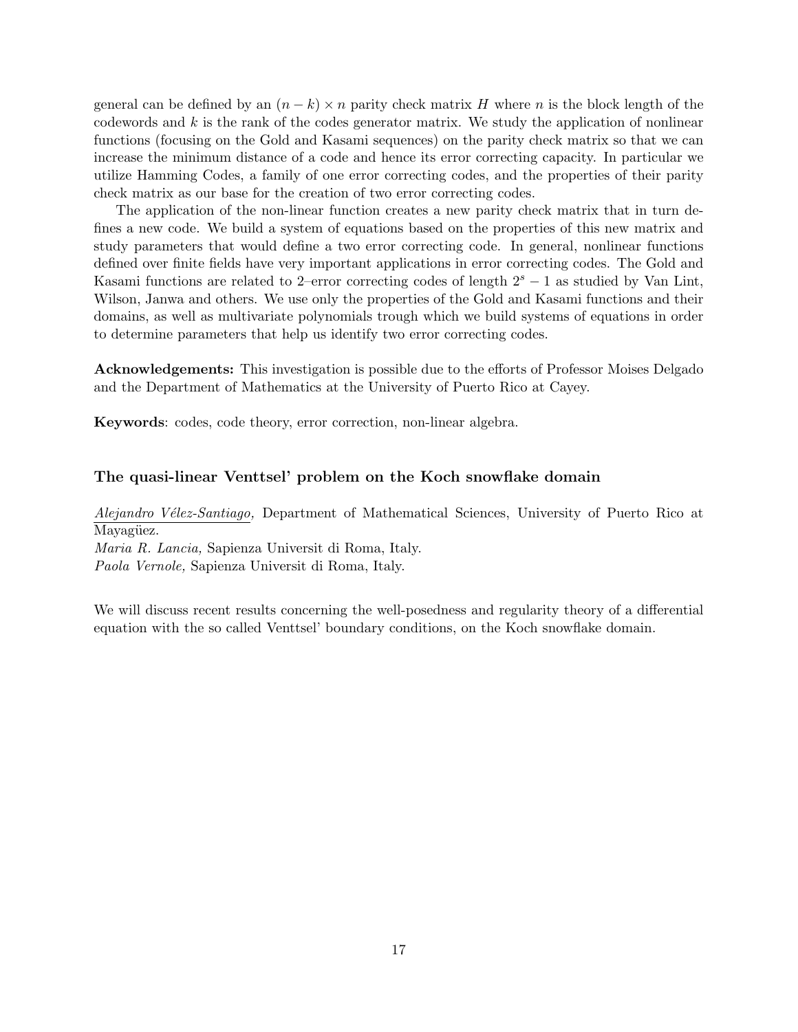general can be defined by an $(n-k) \times n$ parity check matrix $H$ where $n$ is the block length of the codewords and $k$ is the rank of the codes generator matrix. We study the application of nonlinear functions (focusing on the Gold and Kasami sequences) on the parity check matrix so that we can increase the minimum distance of a code and hence its error correcting capacity. In particular we utilize Hamming Codes, a family of one error correcting codes, and the properties of their parity check matrix as our base for the creation of two error correcting codes.

The application of the non-linear function creates a new parity check matrix that in turn defines a new code. We build a system of equations based on the properties of this new matrix and study parameters that would define a two error correcting code. In general, nonlinear functions defined over finite fields have very important applications in error correcting codes. The Gold and Kasami functions are related to 2–error correcting codes of length $2^s - 1$ as studied by Van Lint, Wilson, Janwa and others. We use only the properties of the Gold and Kasami functions and their domains, as well as multivariate polynomials trough which we build systems of equations in order to determine parameters that help us identify two error correcting codes.

**Acknowledgements:** This investigation is possible due to the efforts of Professor Moises Delgado and the Department of Mathematics at the University of Puerto Rico at Cayey.

**Keywords**: codes, code theory, error correction, non-linear algebra.

### The quasi-linear Venttsel' problem on the Koch snowflake domain

*Alejandro Vélez-Santiago,* Department of Mathematical Sciences, University of Puerto Rico at Mayagüez.
*Maria R. Lancia,* Sapienza Universit di Roma, Italy.
*Paola Vernole,* Sapienza Universit di Roma, Italy.

We will discuss recent results concerning the well-posedness and regularity theory of a differential equation with the so called Venttsel' boundary conditions, on the Koch snowflake domain.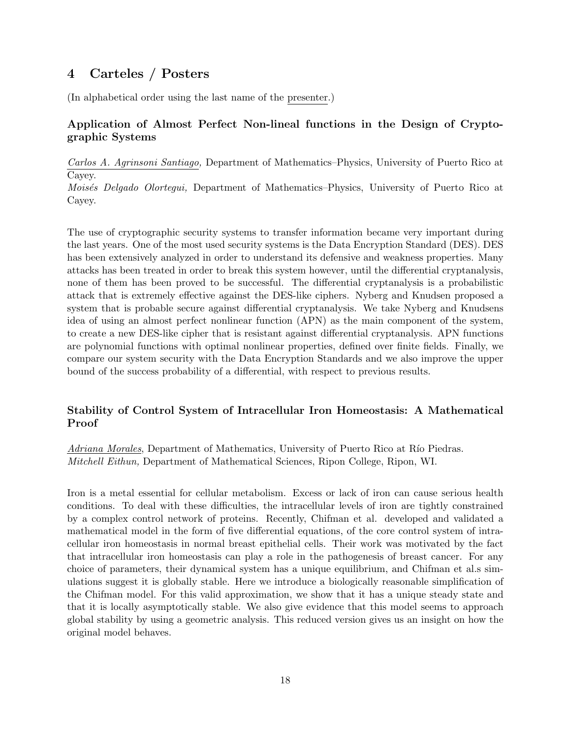## 4 Carteles / Posters

(In alphabetical order using the last name of the presenter.)

### Application of Almost Perfect Non-lineal functions in the Design of Cryptographic Systems

*Carlos A. Agrinsoni Santiago,* Department of Mathematics–Physics, University of Puerto Rico at Cayey.
*Moisés Delgado Olortegui,* Department of Mathematics–Physics, University of Puerto Rico at Cayey.

The use of cryptographic security systems to transfer information became very important during the last years. One of the most used security systems is the Data Encryption Standard (DES). DES has been extensively analyzed in order to understand its defensive and weakness properties. Many attacks has been treated in order to break this system however, until the differential cryptanalysis, none of them has been proved to be successful. The differential cryptanalysis is a probabilistic attack that is extremely effective against the DES-like ciphers. Nyberg and Knudsen proposed a system that is probable secure against differential cryptanalysis. We take Nyberg and Knudsens idea of using an almost perfect nonlinear function (APN) as the main component of the system, to create a new DES-like cipher that is resistant against differential cryptanalysis. APN functions are polynomial functions with optimal nonlinear properties, defined over finite fields. Finally, we compare our system security with the Data Encryption Standards and we also improve the upper bound of the success probability of a differential, with respect to previous results.

### Stability of Control System of Intracellular Iron Homeostasis: A Mathematical Proof

*Adriana Morales*, Department of Mathematics, University of Puerto Rico at Río Piedras.
*Mitchell Eithun,* Department of Mathematical Sciences, Ripon College, Ripon, WI.

Iron is a metal essential for cellular metabolism. Excess or lack of iron can cause serious health conditions. To deal with these difficulties, the intracellular levels of iron are tightly constrained by a complex control network of proteins. Recently, Chifman et al. developed and validated a mathematical model in the form of five differential equations, of the core control system of intracellular iron homeostasis in normal breast epithelial cells. Their work was motivated by the fact that intracellular iron homeostasis can play a role in the pathogenesis of breast cancer. For any choice of parameters, their dynamical system has a unique equilibrium, and Chifman et al.s simulations suggest it is globally stable. Here we introduce a biologically reasonable simplification of the Chifman model. For this valid approximation, we show that it has a unique steady state and that it is locally asymptotically stable. We also give evidence that this model seems to approach global stability by using a geometric analysis. This reduced version gives us an insight on how the original model behaves.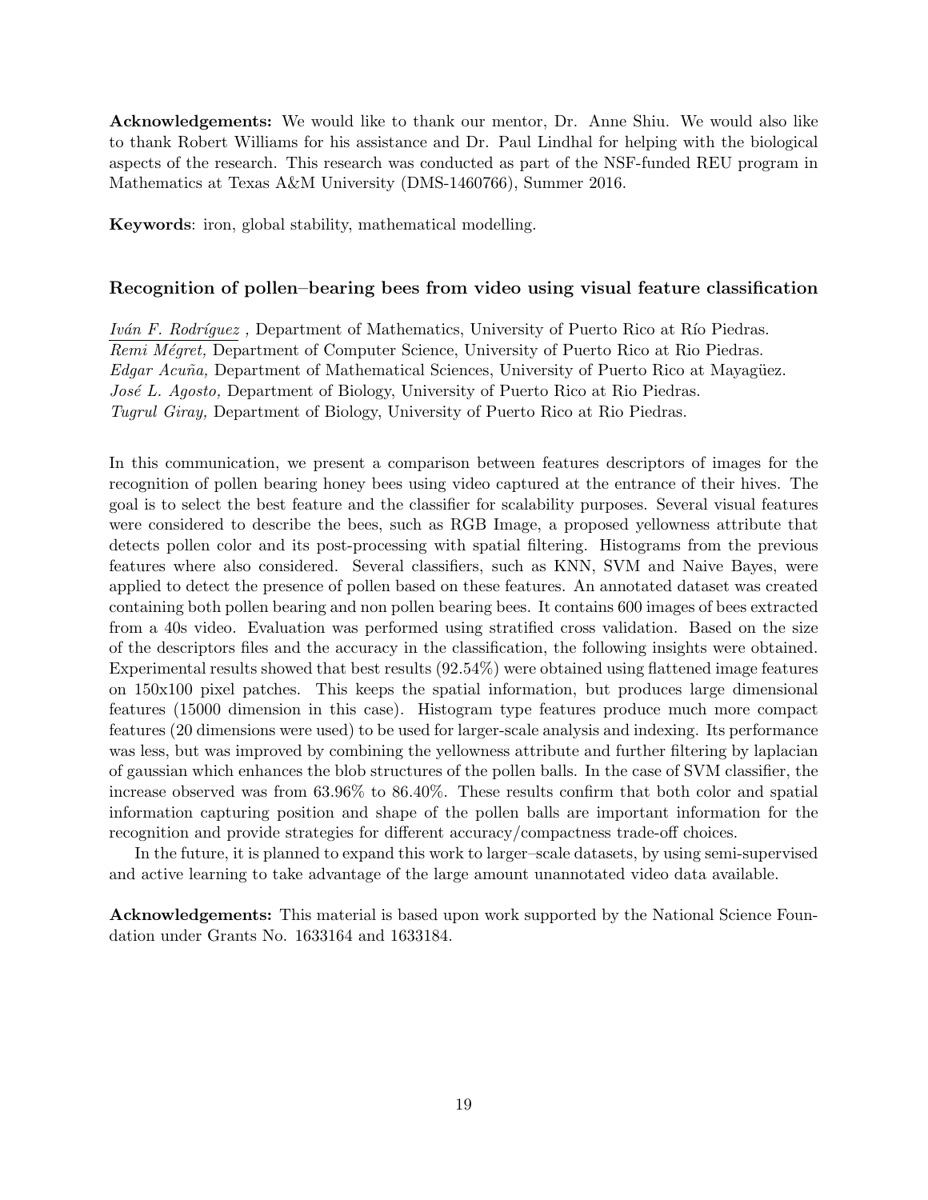**Acknowledgements:** We would like to thank our mentor, Dr. Anne Shiu. We would also like to thank Robert Williams for his assistance and Dr. Paul Lindhal for helping with the biological aspects of the research. This research was conducted as part of the NSF-funded REU program in Mathematics at Texas A&M University (DMS-1460766), Summer 2016.

**Keywords**: iron, global stability, mathematical modelling.

### Recognition of pollen–bearing bees from video using visual feature classification

*Iván F. Rodríguez* , Department of Mathematics, University of Puerto Rico at Río Piedras.
*Remi Mégret,* Department of Computer Science, University of Puerto Rico at Rio Piedras.
*Edgar Acuña,* Department of Mathematical Sciences, University of Puerto Rico at Mayagüez.
*José L. Agosto,* Department of Biology, University of Puerto Rico at Rio Piedras.
*Tugrul Giray,* Department of Biology, University of Puerto Rico at Rio Piedras.

In this communication, we present a comparison between features descriptors of images for the recognition of pollen bearing honey bees using video captured at the entrance of their hives. The goal is to select the best feature and the classifier for scalability purposes. Several visual features were considered to describe the bees, such as RGB Image, a proposed yellowness attribute that detects pollen color and its post-processing with spatial filtering. Histograms from the previous features where also considered. Several classifiers, such as KNN, SVM and Naive Bayes, were applied to detect the presence of pollen based on these features. An annotated dataset was created containing both pollen bearing and non pollen bearing bees. It contains 600 images of bees extracted from a 40s video. Evaluation was performed using stratified cross validation. Based on the size of the descriptors files and the accuracy in the classification, the following insights were obtained. Experimental results showed that best results (92.54%) were obtained using flattened image features on 150x100 pixel patches. This keeps the spatial information, but produces large dimensional features (15000 dimension in this case). Histogram type features produce much more compact features (20 dimensions were used) to be used for larger-scale analysis and indexing. Its performance was less, but was improved by combining the yellowness attribute and further filtering by laplacian of gaussian which enhances the blob structures of the pollen balls. In the case of SVM classifier, the increase observed was from 63.96% to 86.40%. These results confirm that both color and spatial information capturing position and shape of the pollen balls are important information for the recognition and provide strategies for different accuracy/compactness trade-off choices.

In the future, it is planned to expand this work to larger–scale datasets, by using semi-supervised and active learning to take advantage of the large amount unannotated video data available.

**Acknowledgements:** This material is based upon work supported by the National Science Foundation under Grants No. 1633164 and 1633184.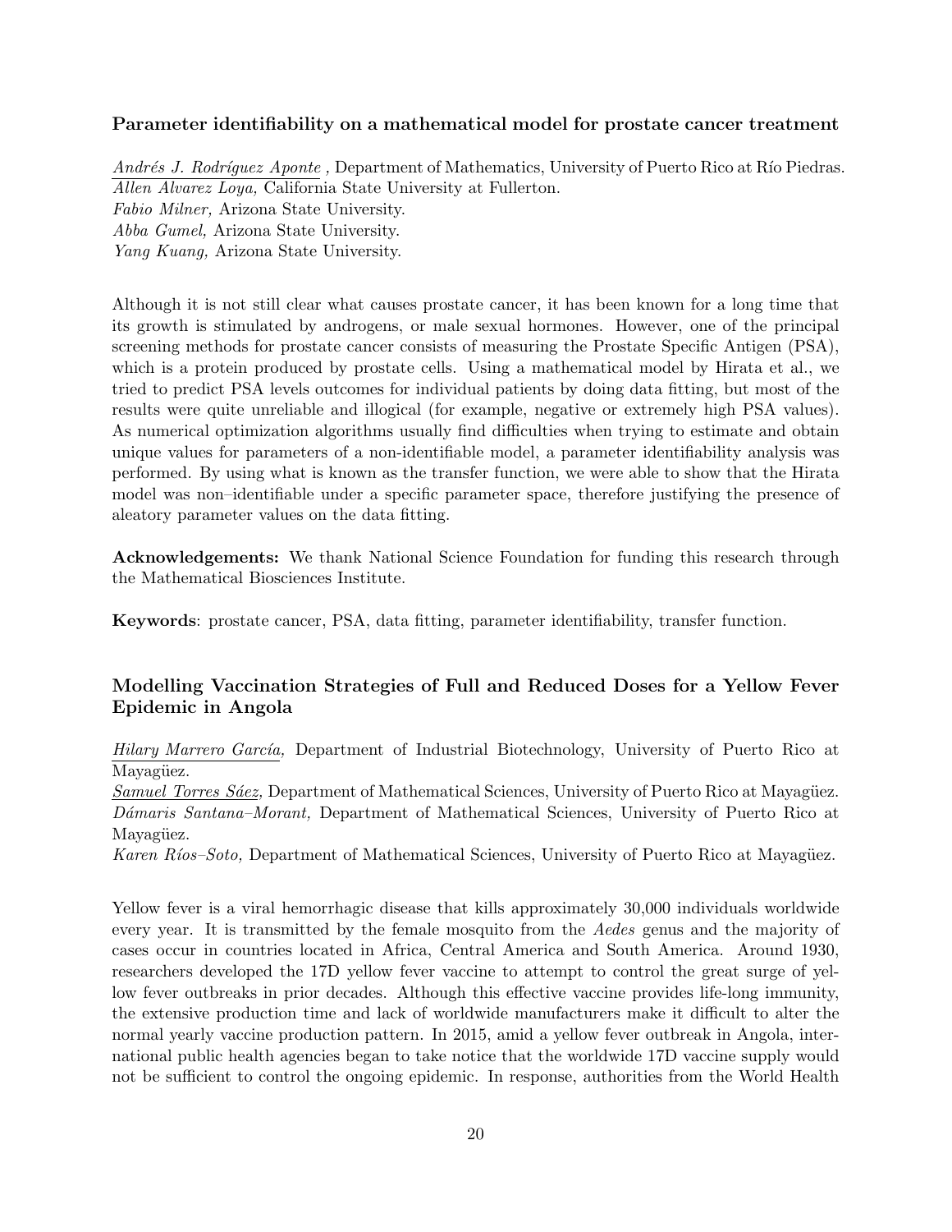### Parameter identifiability on a mathematical model for prostate cancer treatment

*Andrés J. Rodríguez Aponte* , Department of Mathematics, University of Puerto Rico at Río Piedras.
*Allen Alvarez Loya,* California State University at Fullerton.
*Fabio Milner,* Arizona State University.
*Abba Gumel,* Arizona State University.
*Yang Kuang,* Arizona State University.

Although it is not still clear what causes prostate cancer, it has been known for a long time that its growth is stimulated by androgens, or male sexual hormones. However, one of the principal screening methods for prostate cancer consists of measuring the Prostate Specific Antigen (PSA), which is a protein produced by prostate cells. Using a mathematical model by Hirata et al., we tried to predict PSA levels outcomes for individual patients by doing data fitting, but most of the results were quite unreliable and illogical (for example, negative or extremely high PSA values). As numerical optimization algorithms usually find difficulties when trying to estimate and obtain unique values for parameters of a non-identifiable model, a parameter identifiability analysis was performed. By using what is known as the transfer function, we were able to show that the Hirata model was non–identifiable under a specific parameter space, therefore justifying the presence of aleatory parameter values on the data fitting.

**Acknowledgements:** We thank National Science Foundation for funding this research through the Mathematical Biosciences Institute.

**Keywords**: prostate cancer, PSA, data fitting, parameter identifiability, transfer function.

### Modelling Vaccination Strategies of Full and Reduced Doses for a Yellow Fever Epidemic in Angola

*Hilary Marrero García,* Department of Industrial Biotechnology, University of Puerto Rico at Mayagüez.
*Samuel Torres Sáez,* Department of Mathematical Sciences, University of Puerto Rico at Mayagüez.
*Dámaris Santana–Morant,* Department of Mathematical Sciences, University of Puerto Rico at Mayagüez.
*Karen Ríos–Soto,* Department of Mathematical Sciences, University of Puerto Rico at Mayagüez.

Yellow fever is a viral hemorrhagic disease that kills approximately 30,000 individuals worldwide every year. It is transmitted by the female mosquito from the *Aedes* genus and the majority of cases occur in countries located in Africa, Central America and South America. Around 1930, researchers developed the 17D yellow fever vaccine to attempt to control the great surge of yellow fever outbreaks in prior decades. Although this effective vaccine provides life-long immunity, the extensive production time and lack of worldwide manufacturers make it difficult to alter the normal yearly vaccine production pattern. In 2015, amid a yellow fever outbreak in Angola, international public health agencies began to take notice that the worldwide 17D vaccine supply would not be sufficient to control the ongoing epidemic. In response, authorities from the World Health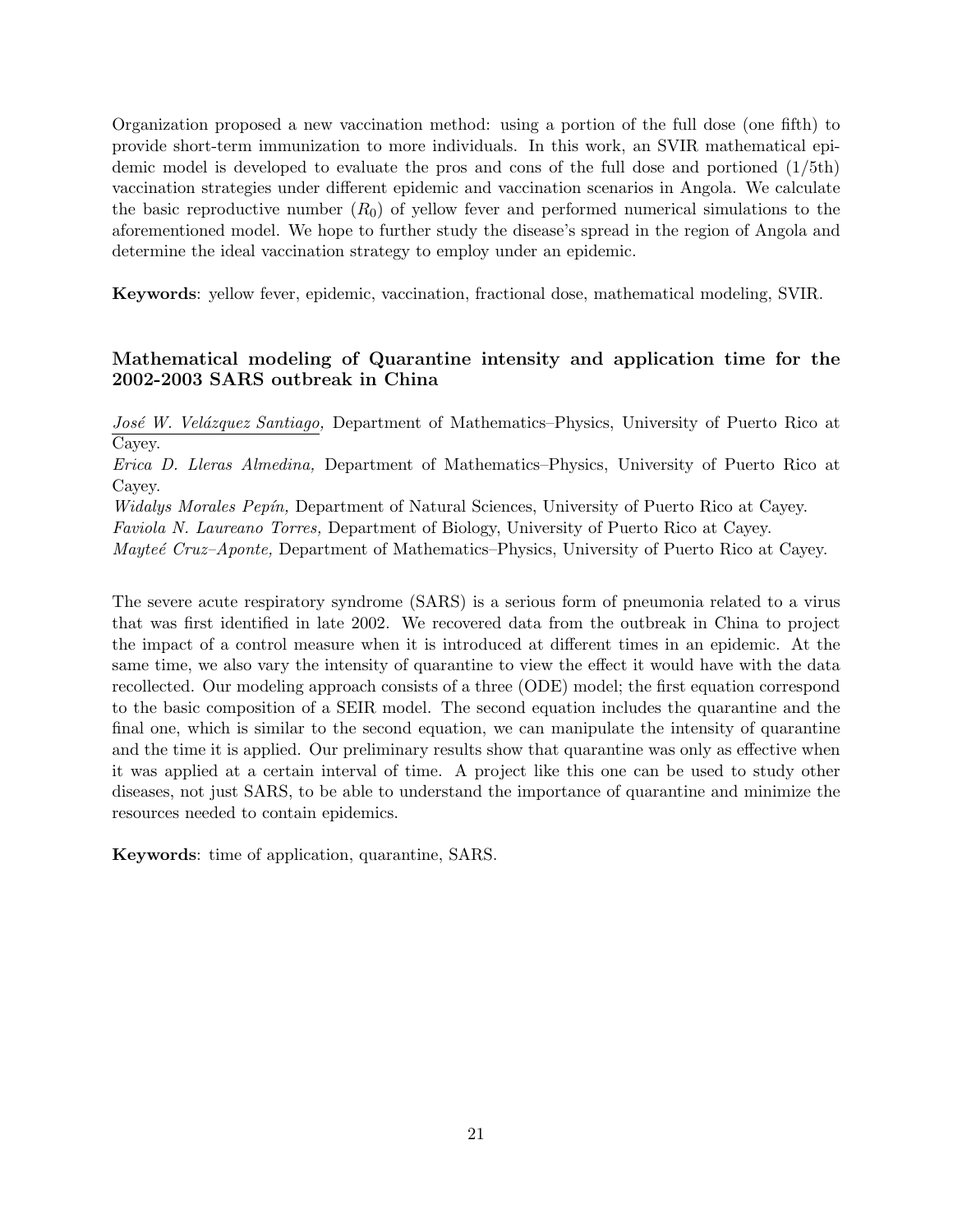Organization proposed a new vaccination method: using a portion of the full dose (one fifth) to provide short-term immunization to more individuals. In this work, an SVIR mathematical epidemic model is developed to evaluate the pros and cons of the full dose and portioned (1/5th) vaccination strategies under different epidemic and vaccination scenarios in Angola. We calculate the basic reproductive number ($R_0$) of yellow fever and performed numerical simulations to the aforementioned model. We hope to further study the disease's spread in the region of Angola and determine the ideal vaccination strategy to employ under an epidemic.

**Keywords**: yellow fever, epidemic, vaccination, fractional dose, mathematical modeling, SVIR.

### Mathematical modeling of Quarantine intensity and application time for the 2002-2003 SARS outbreak in China

*José W. Velázquez Santiago,* Department of Mathematics–Physics, University of Puerto Rico at Cayey.
*Erica D. Lleras Almedina,* Department of Mathematics–Physics, University of Puerto Rico at Cayey.
*Widalys Morales Pepín,* Department of Natural Sciences, University of Puerto Rico at Cayey.
*Faviola N. Laureano Torres,* Department of Biology, University of Puerto Rico at Cayey.
*Mayteé Cruz–Aponte,* Department of Mathematics–Physics, University of Puerto Rico at Cayey.

The severe acute respiratory syndrome (SARS) is a serious form of pneumonia related to a virus that was first identified in late 2002. We recovered data from the outbreak in China to project the impact of a control measure when it is introduced at different times in an epidemic. At the same time, we also vary the intensity of quarantine to view the effect it would have with the data recollected. Our modeling approach consists of a three (ODE) model; the first equation correspond to the basic composition of a SEIR model. The second equation includes the quarantine and the final one, which is similar to the second equation, we can manipulate the intensity of quarantine and the time it is applied. Our preliminary results show that quarantine was only as effective when it was applied at a certain interval of time. A project like this one can be used to study other diseases, not just SARS, to be able to understand the importance of quarantine and minimize the resources needed to contain epidemics.

**Keywords**: time of application, quarantine, SARS.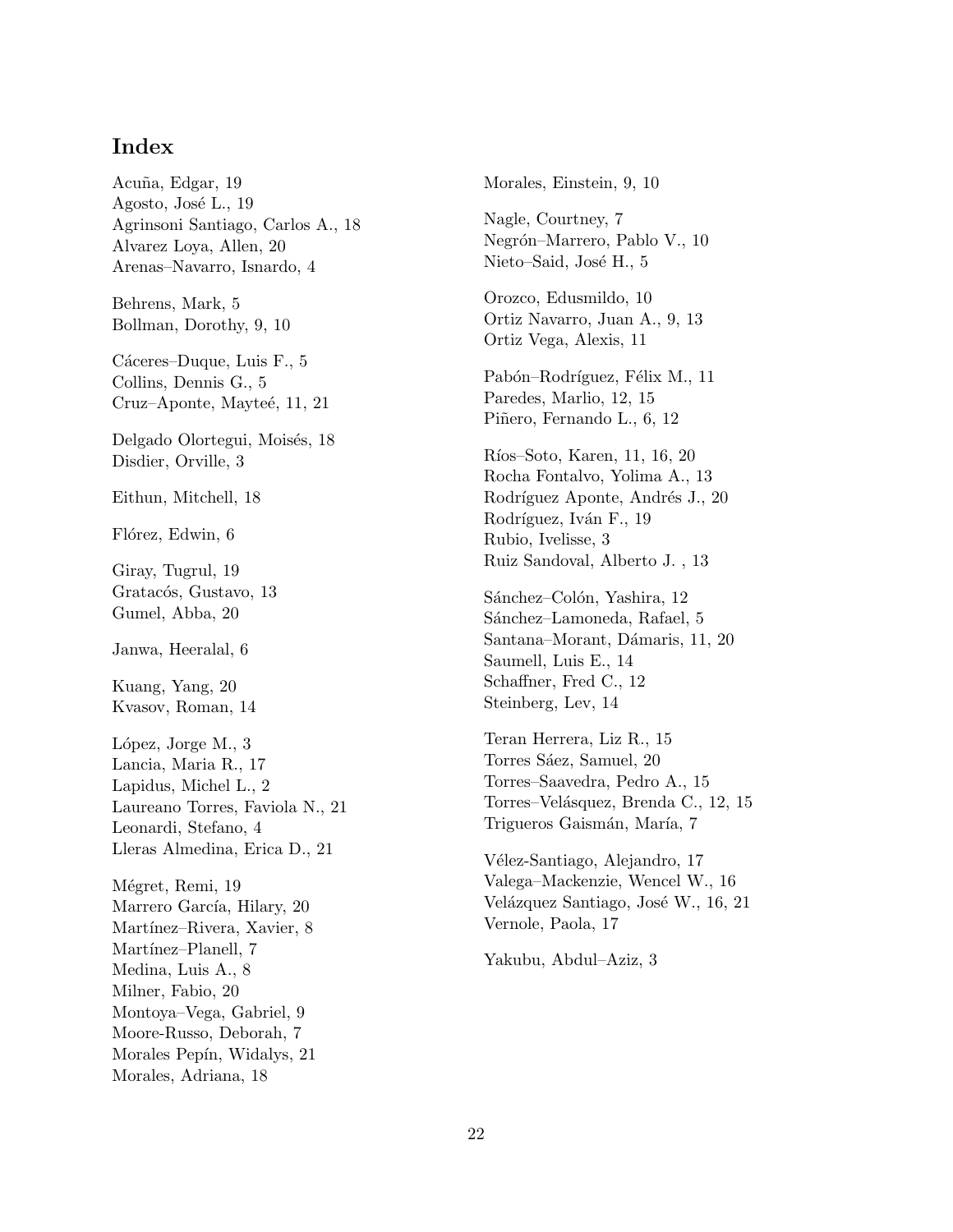## Index

Acuña, Edgar, 19
Agosto, José L., 19
Agrinsoni Santiago, Carlos A., 18
Alvarez Loya, Allen, 20
Arenas–Navarro, Isnardo, 4

Behrens, Mark, 5
Bollman, Dorothy, 9, 10

Cáceres–Duque, Luis F., 5
Collins, Dennis G., 5
Cruz–Aponte, Mayteé, 11, 21

Delgado Olortegui, Moisés, 18
Disdier, Orville, 3

Eithun, Mitchell, 18

Flórez, Edwin, 6

Giray, Tugrul, 19
Gratacós, Gustavo, 13
Gumel, Abba, 20

Janwa, Heeralal, 6

Kuang, Yang, 20
Kvasov, Roman, 14

López, Jorge M., 3
Lancia, Maria R., 17
Lapidus, Michel L., 2
Laureano Torres, Faviola N., 21
Leonardi, Stefano, 4
Lleras Almedina, Erica D., 21

Mégret, Remi, 19
Marrero García, Hilary, 20
Martínez–Rivera, Xavier, 8
Martínez–Planell, 7
Medina, Luis A., 8
Milner, Fabio, 20
Montoya–Vega, Gabriel, 9
Moore-Russo, Deborah, 7
Morales Pepín, Widalys, 21
Morales, Adriana, 18
Morales, Einstein, 9, 10

Nagle, Courtney, 7
Negrón–Marrero, Pablo V., 10
Nieto–Said, José H., 5

Orozco, Edusmildo, 10
Ortiz Navarro, Juan A., 9, 13
Ortiz Vega, Alexis, 11

Pabón–Rodríguez, Félix M., 11
Paredes, Marlio, 12, 15
Piñero, Fernando L., 6, 12

Ríos–Soto, Karen, 11, 16, 20
Rocha Fontalvo, Yolima A., 13
Rodríguez Aponte, Andrés J., 20
Rodríguez, Iván F., 19
Rubio, Ivelisse, 3
Ruiz Sandoval, Alberto J. , 13

Sánchez–Colón, Yashira, 12
Sánchez–Lamoneda, Rafael, 5
Santana–Morant, Dámaris, 11, 20
Saumell, Luis E., 14
Schaffner, Fred C., 12
Steinberg, Lev, 14

Teran Herrera, Liz R., 15
Torres Sáez, Samuel, 20
Torres–Saavedra, Pedro A., 15
Torres–Velásquez, Brenda C., 12, 15
Trigueros Gaismán, María, 7

Vélez-Santiago, Alejandro, 17
Valega–Mackenzie, Wencel W., 16
Velázquez Santiago, José W., 16, 21
Vernole, Paola, 17

Yakubu, Abdul–Aziz, 3